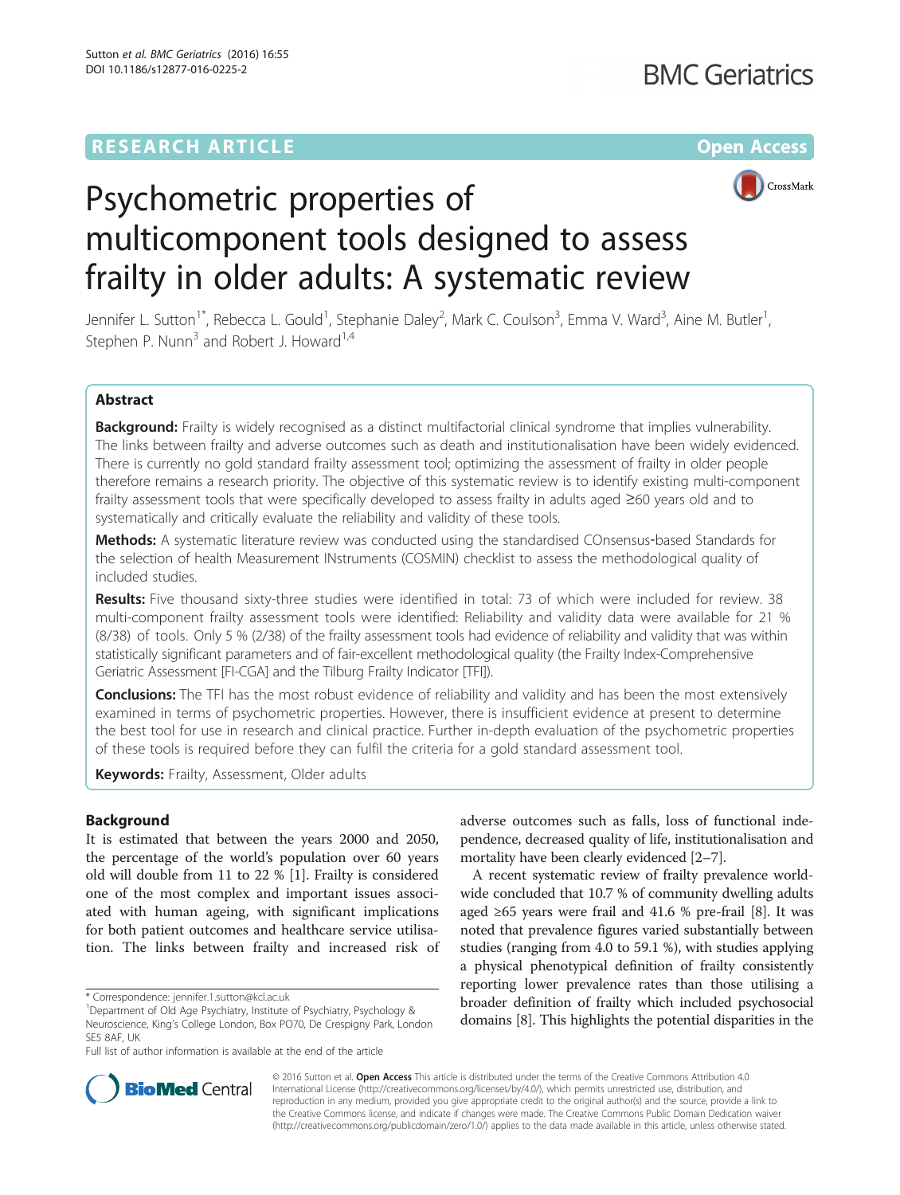RESEARCH ARTICLE Open Access

# Psychometric properties of multicomponent tools designed to assess frailty in older adults: A systematic review

Jennifer L. Sutton[1*], Rebecca L. Gould[1], Stephanie Daley[2], Mark C. Coulson[3], Emma V. Ward[3], Aine M. Butler[1], Stephen P. Nunn[3] and Robert J. Howard[1,4]

## Abstract

**Background:** Frailty is widely recognised as a distinct multifactorial clinical syndrome that implies vulnerability. The links between frailty and adverse outcomes such as death and institutionalisation have been widely evidenced. There is currently no gold standard frailty assessment tool; optimizing the assessment of frailty in older people therefore remains a research priority. The objective of this systematic review is to identify existing multi-component frailty assessment tools that were specifically developed to assess frailty in adults aged ≥60 years old and to systematically and critically evaluate the reliability and validity of these tools.

**Methods:** A systematic literature review was conducted using the standardised COnsensus-based Standards for the selection of health Measurement INstruments (COSMIN) checklist to assess the methodological quality of included studies.

**Results:** Five thousand sixty-three studies were identified in total: 73 of which were included for review. 38 multi-component frailty assessment tools were identified: Reliability and validity data were available for 21 % (8/38) of tools. Only 5 % (2/38) of the frailty assessment tools had evidence of reliability and validity that was within statistically significant parameters and of fair-excellent methodological quality (the Frailty Index-Comprehensive Geriatric Assessment [FI-CGA] and the Tilburg Frailty Indicator [TFI]).

**Conclusions:** The TFI has the most robust evidence of reliability and validity and has been the most extensively examined in terms of psychometric properties. However, there is insufficient evidence at present to determine the best tool for use in research and clinical practice. Further in-depth evaluation of the psychometric properties of these tools is required before they can fulfil the criteria for a gold standard assessment tool.

**Keywords:** Frailty, Assessment, Older adults

## Background

It is estimated that between the years 2000 and 2050, the percentage of the world's population over 60 years old will double from 11 to 22 % [1]. Frailty is considered one of the most complex and important issues associated with human ageing, with significant implications for both patient outcomes and healthcare service utilisation. The links between frailty and increased risk of adverse outcomes such as falls, loss of functional independence, decreased quality of life, institutionalisation and mortality have been clearly evidenced [2–7].

A recent systematic review of frailty prevalence worldwide concluded that 10.7 % of community dwelling adults aged ≥65 years were frail and 41.6 % pre-frail [8]. It was noted that prevalence figures varied substantially between studies (ranging from 4.0 to 59.1 %), with studies applying a physical phenotypical definition of frailty consistently reporting lower prevalence rates than those utilising a broader definition of frailty which included psychosocial domains [8]. This highlights the potential disparities in the

\* Correspondence: jennifer.1.sutton@kcl.ac.uk

[1]Department of Old Age Psychiatry, Institute of Psychiatry, Psychology & Neuroscience, King's College London, Box PO70, De Crespigny Park, London SE5 8AF, UK

Full list of author information is available at the end of the article

© 2016 Sutton et al. **Open Access** This article is distributed under the terms of the Creative Commons Attribution 4.0 International License (http://creativecommons.org/licenses/by/4.0/), which permits unrestricted use, distribution, and reproduction in any medium, provided you give appropriate credit to the original author(s) and the source, provide a link to the Creative Commons license, and indicate if changes were made. The Creative Commons Public Domain Dedication waiver (http://creativecommons.org/publicdomain/zero/1.0/) applies to the data made available in this article, unless otherwise stated.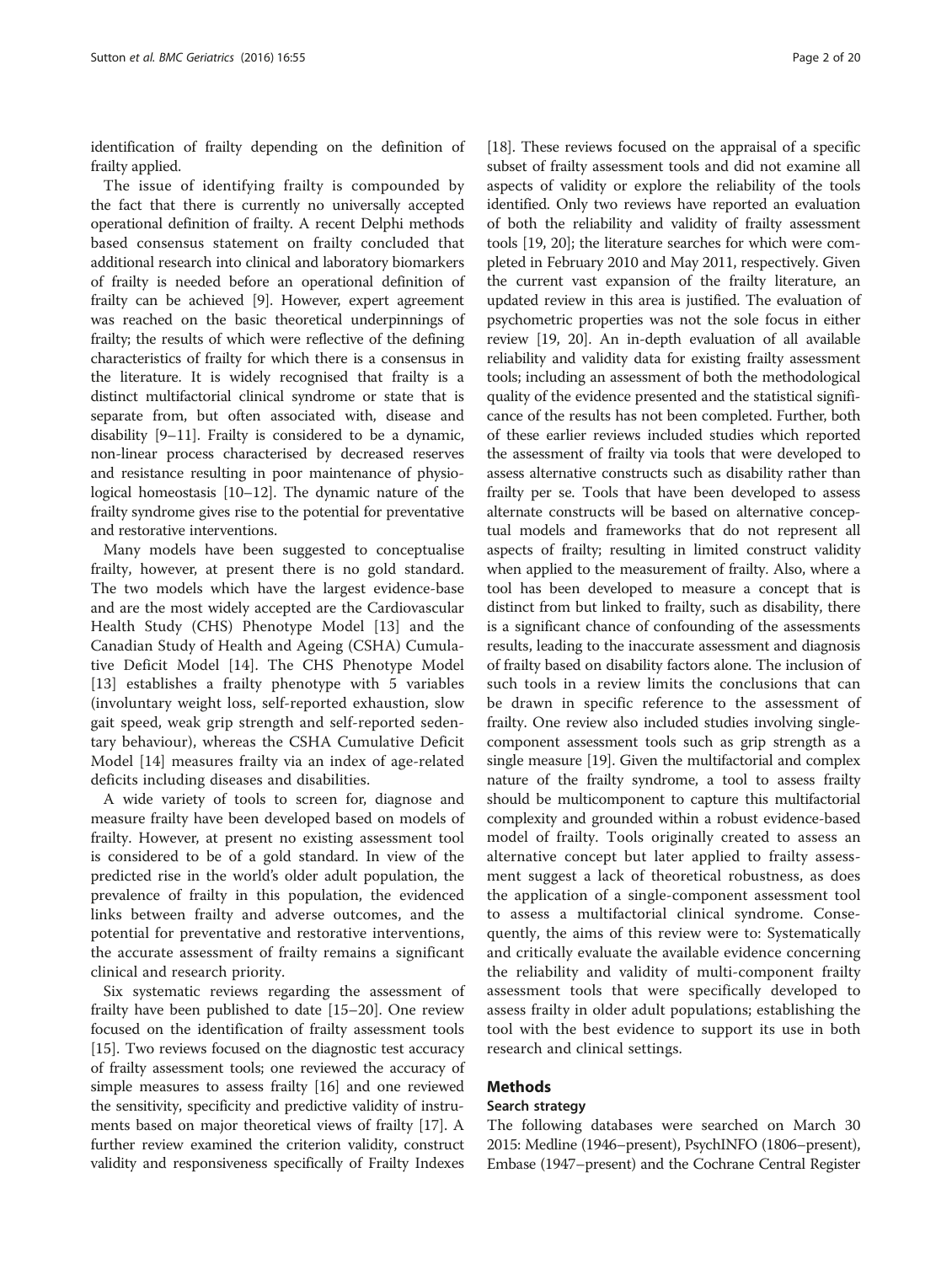identification of frailty depending on the definition of frailty applied.

The issue of identifying frailty is compounded by the fact that there is currently no universally accepted operational definition of frailty. A recent Delphi methods based consensus statement on frailty concluded that additional research into clinical and laboratory biomarkers of frailty is needed before an operational definition of frailty can be achieved [9]. However, expert agreement was reached on the basic theoretical underpinnings of frailty; the results of which were reflective of the defining characteristics of frailty for which there is a consensus in the literature. It is widely recognised that frailty is a distinct multifactorial clinical syndrome or state that is separate from, but often associated with, disease and disability [9–11]. Frailty is considered to be a dynamic, non-linear process characterised by decreased reserves and resistance resulting in poor maintenance of physiological homeostasis [10–12]. The dynamic nature of the frailty syndrome gives rise to the potential for preventative and restorative interventions.

Many models have been suggested to conceptualise frailty, however, at present there is no gold standard. The two models which have the largest evidence-base and are the most widely accepted are the Cardiovascular Health Study (CHS) Phenotype Model [13] and the Canadian Study of Health and Ageing (CSHA) Cumulative Deficit Model [14]. The CHS Phenotype Model [13] establishes a frailty phenotype with 5 variables (involuntary weight loss, self-reported exhaustion, slow gait speed, weak grip strength and self-reported sedentary behaviour), whereas the CSHA Cumulative Deficit Model [14] measures frailty via an index of age-related deficits including diseases and disabilities.

A wide variety of tools to screen for, diagnose and measure frailty have been developed based on models of frailty. However, at present no existing assessment tool is considered to be of a gold standard. In view of the predicted rise in the world's older adult population, the prevalence of frailty in this population, the evidenced links between frailty and adverse outcomes, and the potential for preventative and restorative interventions, the accurate assessment of frailty remains a significant clinical and research priority.

Six systematic reviews regarding the assessment of frailty have been published to date [15–20]. One review focused on the identification of frailty assessment tools [15]. Two reviews focused on the diagnostic test accuracy of frailty assessment tools; one reviewed the accuracy of simple measures to assess frailty [16] and one reviewed the sensitivity, specificity and predictive validity of instruments based on major theoretical views of frailty [17]. A further review examined the criterion validity, construct validity and responsiveness specifically of Frailty Indexes [18]. These reviews focused on the appraisal of a specific subset of frailty assessment tools and did not examine all aspects of validity or explore the reliability of the tools identified. Only two reviews have reported an evaluation of both the reliability and validity of frailty assessment tools [19, 20]; the literature searches for which were completed in February 2010 and May 2011, respectively. Given the current vast expansion of the frailty literature, an updated review in this area is justified. The evaluation of psychometric properties was not the sole focus in either review [19, 20]. An in-depth evaluation of all available reliability and validity data for existing frailty assessment tools; including an assessment of both the methodological quality of the evidence presented and the statistical significance of the results has not been completed. Further, both of these earlier reviews included studies which reported the assessment of frailty via tools that were developed to assess alternative constructs such as disability rather than frailty per se. Tools that have been developed to assess alternate constructs will be based on alternative conceptual models and frameworks that do not represent all aspects of frailty; resulting in limited construct validity when applied to the measurement of frailty. Also, where a tool has been developed to measure a concept that is distinct from but linked to frailty, such as disability, there is a significant chance of confounding of the assessments results, leading to the inaccurate assessment and diagnosis of frailty based on disability factors alone. The inclusion of such tools in a review limits the conclusions that can be drawn in specific reference to the assessment of frailty. One review also included studies involving single-component assessment tools such as grip strength as a single measure [19]. Given the multifactorial and complex nature of the frailty syndrome, a tool to assess frailty should be multicomponent to capture this multifactorial complexity and grounded within a robust evidence-based model of frailty. Tools originally created to assess an alternative concept but later applied to frailty assessment suggest a lack of theoretical robustness, as does the application of a single-component assessment tool to assess a multifactorial clinical syndrome. Consequently, the aims of this review were to: Systematically and critically evaluate the available evidence concerning the reliability and validity of multi-component frailty assessment tools that were specifically developed to assess frailty in older adult populations; establishing the tool with the best evidence to support its use in both research and clinical settings.

## Methods

### Search strategy

The following databases were searched on March 30 2015: Medline (1946–present), PsychINFO (1806–present), Embase (1947–present) and the Cochrane Central Register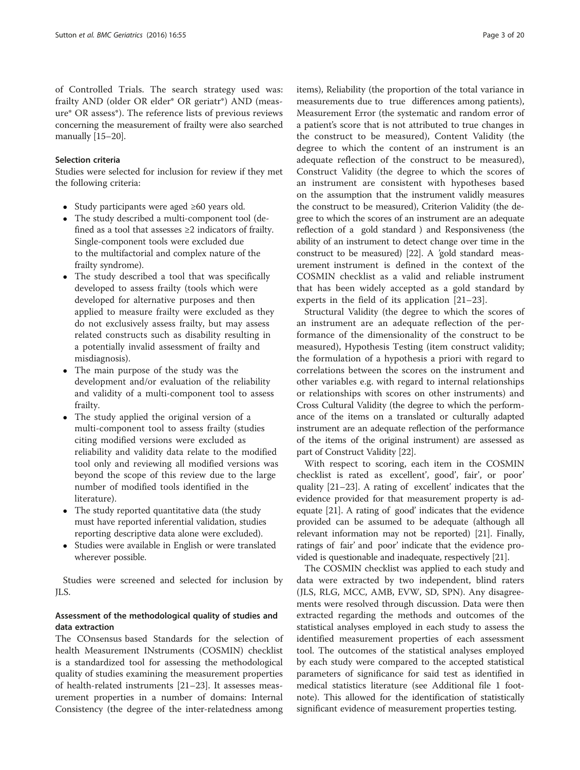of Controlled Trials. The search strategy used was: frailty AND (older OR elder* OR geriatr*) AND (measure* OR assess*). The reference lists of previous reviews concerning the measurement of frailty were also searched manually [15–20].

### Selection criteria

Studies were selected for inclusion for review if they met the following criteria:

- Study participants were aged ≥60 years old.
- The study described a multi-component tool (defined as a tool that assesses ≥2 indicators of frailty. Single-component tools were excluded due to the multifactorial and complex nature of the frailty syndrome).
- The study described a tool that was specifically developed to assess frailty (tools which were developed for alternative purposes and then applied to measure frailty were excluded as they do not exclusively assess frailty, but may assess related constructs such as disability resulting in a potentially invalid assessment of frailty and misdiagnosis).
- The main purpose of the study was the development and/or evaluation of the reliability and validity of a multi-component tool to assess frailty.
- The study applied the original version of a multi-component tool to assess frailty (studies citing modified versions were excluded as reliability and validity data relate to the modified tool only and reviewing all modified versions was beyond the scope of this review due to the large number of modified tools identified in the literature).
- The study reported quantitative data (the study must have reported inferential validation, studies reporting descriptive data alone were excluded).
- Studies were available in English or were translated wherever possible.

Studies were screened and selected for inclusion by JLS.

### Assessment of the methodological quality of studies and data extraction

The COnsensus based Standards for the selection of health Measurement INstruments (COSMIN) checklist is a standardized tool for assessing the methodological quality of studies examining the measurement properties of health-related instruments [21–23]. It assesses measurement properties in a number of domains: Internal Consistency (the degree of the inter-relatedness among items), Reliability (the proportion of the total variance in measurements due to true differences among patients), Measurement Error (the systematic and random error of a patient's score that is not attributed to true changes in the construct to be measured), Content Validity (the degree to which the content of an instrument is an adequate reflection of the construct to be measured), Construct Validity (the degree to which the scores of an instrument are consistent with hypotheses based on the assumption that the instrument validly measures the construct to be measured), Criterion Validity (the degree to which the scores of an instrument are an adequate reflection of a gold standard ) and Responsiveness (the ability of an instrument to detect change over time in the construct to be measured) [22]. A 'gold standard measurement instrument is defined in the context of the COSMIN checklist as a valid and reliable instrument that has been widely accepted as a gold standard by experts in the field of its application [21–23].

Structural Validity (the degree to which the scores of an instrument are an adequate reflection of the performance of the dimensionality of the construct to be measured), Hypothesis Testing (item construct validity; the formulation of a hypothesis a priori with regard to correlations between the scores on the instrument and other variables e.g. with regard to internal relationships or relationships with scores on other instruments) and Cross Cultural Validity (the degree to which the performance of the items on a translated or culturally adapted instrument are an adequate reflection of the performance of the items of the original instrument) are assessed as part of Construct Validity [22].

With respect to scoring, each item in the COSMIN checklist is rated as excellent', good', fair', or poor' quality [21–23]. A rating of excellent' indicates that the evidence provided for that measurement property is adequate [21]. A rating of good' indicates that the evidence provided can be assumed to be adequate (although all relevant information may not be reported) [21]. Finally, ratings of fair' and poor' indicate that the evidence provided is questionable and inadequate, respectively [21].

The COSMIN checklist was applied to each study and data were extracted by two independent, blind raters (JLS, RLG, MCC, AMB, EVW, SD, SPN). Any disagreements were resolved through discussion. Data were then extracted regarding the methods and outcomes of the statistical analyses employed in each study to assess the identified measurement properties of each assessment tool. The outcomes of the statistical analyses employed by each study were compared to the accepted statistical parameters of significance for said test as identified in medical statistics literature (see Additional file 1 footnote). This allowed for the identification of statistically significant evidence of measurement properties testing.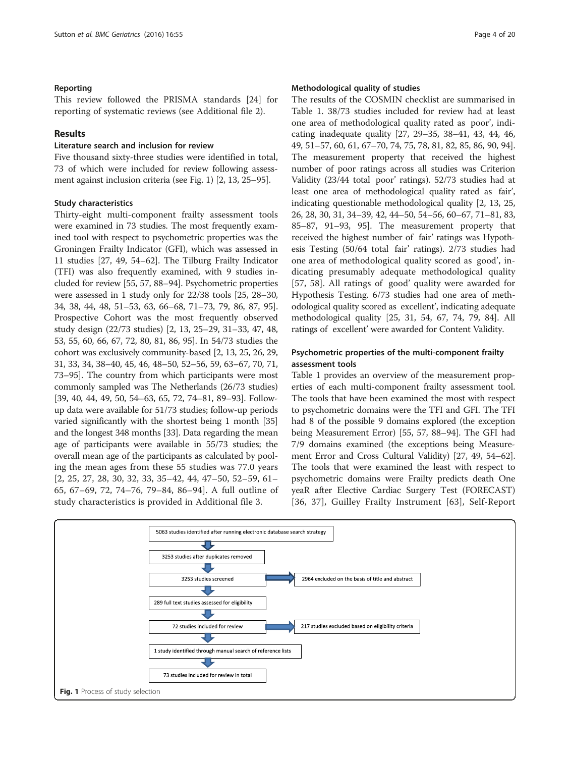### Reporting

This review followed the PRISMA standards [24] for reporting of systematic reviews (see Additional file 2).

## Results

### Literature search and inclusion for review

Five thousand sixty-three studies were identified in total, 73 of which were included for review following assessment against inclusion criteria (see Fig. 1) [2, 13, 25–95].

### Study characteristics

Thirty-eight multi-component frailty assessment tools were examined in 73 studies. The most frequently examined tool with respect to psychometric properties was the Groningen Frailty Indicator (GFI), which was assessed in 11 studies [27, 49, 54–62]. The Tilburg Frailty Indicator (TFI) was also frequently examined, with 9 studies included for review [55, 57, 88–94]. Psychometric properties were assessed in 1 study only for 22/38 tools [25, 28–30, 34, 38, 44, 48, 51–53, 63, 66–68, 71–73, 79, 86, 87, 95]. Prospective Cohort was the most frequently observed study design (22/73 studies) [2, 13, 25–29, 31–33, 47, 48, 53, 55, 60, 66, 67, 72, 80, 81, 86, 95]. In 54/73 studies the cohort was exclusively community-based [2, 13, 25, 26, 29, 31, 33, 34, 38–40, 45, 46, 48–50, 52–56, 59, 63–67, 70, 71, 73–95]. The country from which participants were most commonly sampled was The Netherlands (26/73 studies) [39, 40, 44, 49, 50, 54–63, 65, 72, 74–81, 89–93]. Follow-up data were available for 51/73 studies; follow-up periods varied significantly with the shortest being 1 month [35] and the longest 348 months [33]. Data regarding the mean age of participants were available in 55/73 studies; the overall mean age of the participants as calculated by pooling the mean ages from these 55 studies was 77.0 years [2, 25, 27, 28, 30, 32, 33, 35–42, 44, 47–50, 52–59, 61–65, 67–69, 72, 74–76, 79–84, 86–94]. A full outline of study characteristics is provided in Additional file 3.

### Methodological quality of studies

The results of the COSMIN checklist are summarised in Table 1. 38/73 studies included for review had at least one area of methodological quality rated as poor', indicating inadequate quality [27, 29–35, 38–41, 43, 44, 46, 49, 51–57, 60, 61, 67–70, 74, 75, 78, 81, 82, 85, 86, 90, 94]. The measurement property that received the highest number of poor ratings across all studies was Criterion Validity (23/44 total poor' ratings). 52/73 studies had at least one area of methodological quality rated as fair', indicating questionable methodological quality [2, 13, 25, 26, 28, 30, 31, 34–39, 42, 44–50, 54–56, 60–67, 71–81, 83, 85–87, 91–93, 95]. The measurement property that received the highest number of fair' ratings was Hypothesis Testing (50/64 total fair' ratings). 2/73 studies had one area of methodological quality scored as good', indicating presumably adequate methodological quality [57, 58]. All ratings of good' quality were awarded for Hypothesis Testing. 6/73 studies had one area of methodological quality scored as excellent', indicating adequate methodological quality [25, 31, 54, 67, 74, 79, 84]. All ratings of excellent' were awarded for Content Validity.

### Psychometric properties of the multi-component frailty assessment tools

Table 1 provides an overview of the measurement properties of each multi-component frailty assessment tool. The tools that have been examined the most with respect to psychometric domains were the TFI and GFI. The TFI had 8 of the possible 9 domains explored (the exception being Measurement Error) [55, 57, 88–94]. The GFI had 7/9 domains examined (the exceptions being Measurement Error and Cross Cultural Validity) [27, 49, 54–62]. The tools that were examined the least with respect to psychometric domains were Frailty predicts death One yeaR after Elective Cardiac Surgery Test (FORECAST) [36, 37], Guilley Frailty Instrument [63], Self-Report

5063 studies identified after running electronic database search strategy
→ 3253 studies after duplicates removed
→ 3253 studies screened → 2964 excluded on the basis of title and abstract
→ 289 full text studies assessed for eligibility
→ 72 studies included for review → 217 studies excluded based on eligibility criteria
→ 1 study identified through manual search of reference lists
→ 73 studies included for review in total

**Fig. 1** Process of study selection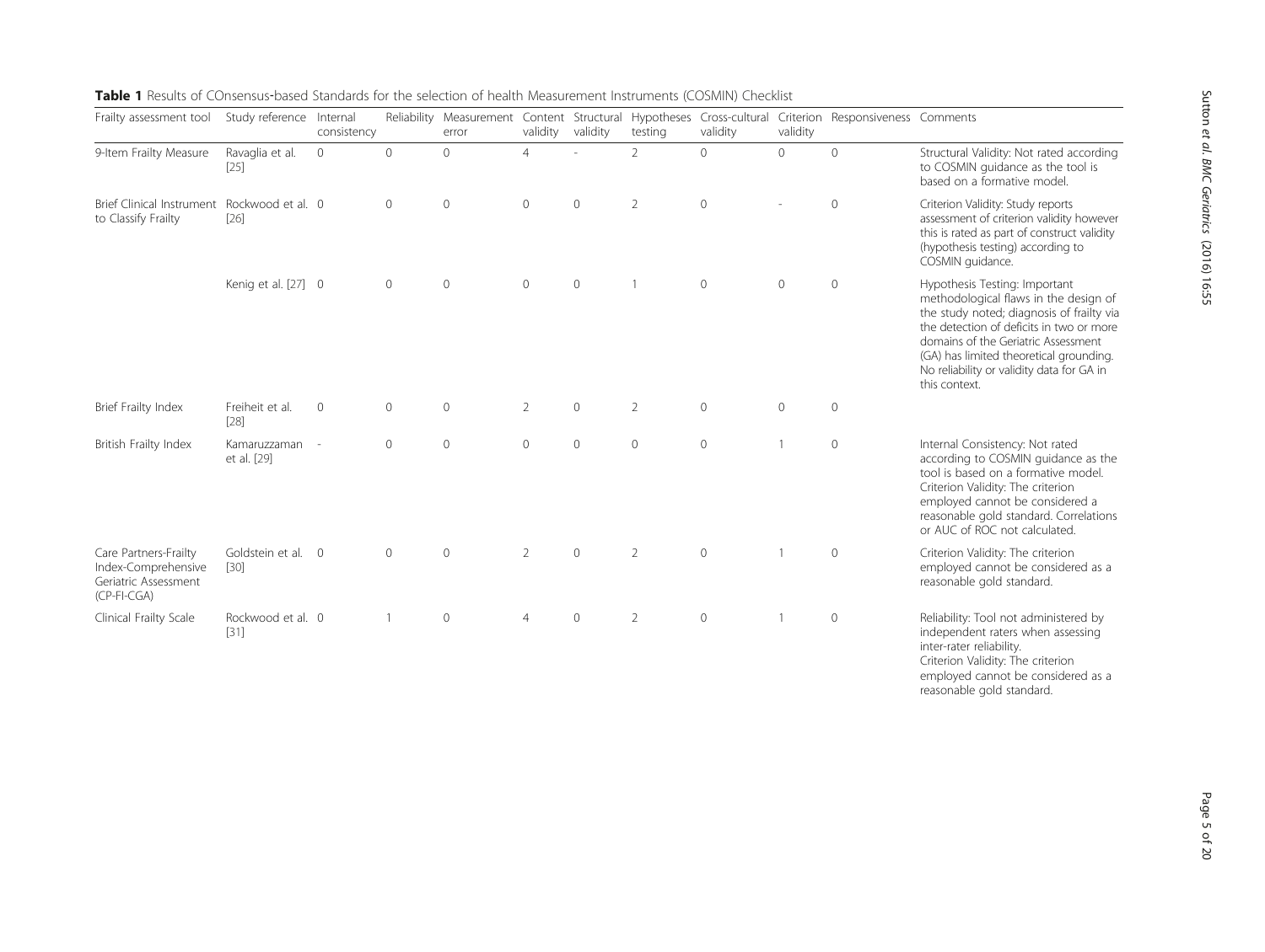**Table 1** Results of COnsensus-based Standards for the selection of health Measurement Instruments (COSMIN) Checklist

| Frailty assessment tool | Study reference | Internal consistency | Reliability | Measurement error | Content validity | Structural validity | Hypotheses testing | Cross-cultural validity | Criterion validity | Responsiveness | Comments |
|---|---|---|---|---|---|---|---|---|---|---|---|
| 9-Item Frailty Measure | Ravaglia et al. [25] | 0 | 0 | 0 | 4 | - | 2 | 0 | 0 | 0 | Structural Validity: Not rated according to COSMIN guidance as the tool is based on a formative model. |
| Brief Clinical Instrument to Classify Frailty | Rockwood et al. [26] | 0 | 0 | 0 | 0 | 0 | 2 | 0 | - | 0 | Criterion Validity: Study reports assessment of criterion validity however this is rated as part of construct validity (hypothesis testing) according to COSMIN guidance. |
| | Kenig et al. [27] | 0 | 0 | 0 | 0 | 0 | 1 | 0 | 0 | 0 | Hypothesis Testing: Important methodological flaws in the design of the study noted; diagnosis of frailty via the detection of deficits in two or more domains of the Geriatric Assessment (GA) has limited theoretical grounding. No reliability or validity data for GA in this context. |
| Brief Frailty Index | Freiheit et al. [28] | 0 | 0 | 0 | 2 | 0 | 2 | 0 | 0 | 0 | |
| British Frailty Index | Kamaruzzaman et al. [29] | - | 0 | 0 | 0 | 0 | 0 | 0 | 1 | 0 | Internal Consistency: Not rated according to COSMIN guidance as the tool is based on a formative model. Criterion Validity: The criterion employed cannot be considered a reasonable gold standard. Correlations or AUC of ROC not calculated. |
| Care Partners-Frailty Index-Comprehensive Geriatric Assessment (CP-FI-CGA) | Goldstein et al. [30] | 0 | 0 | 0 | 2 | 0 | 2 | 0 | 1 | 0 | Criterion Validity: The criterion employed cannot be considered as a reasonable gold standard. |
| Clinical Frailty Scale | Rockwood et al. [31] | 0 | 1 | 0 | 4 | 0 | 2 | 0 | 1 | 0 | Reliability: Tool not administered by independent raters when assessing inter-rater reliability. Criterion Validity: The criterion employed cannot be considered as a reasonable gold standard. |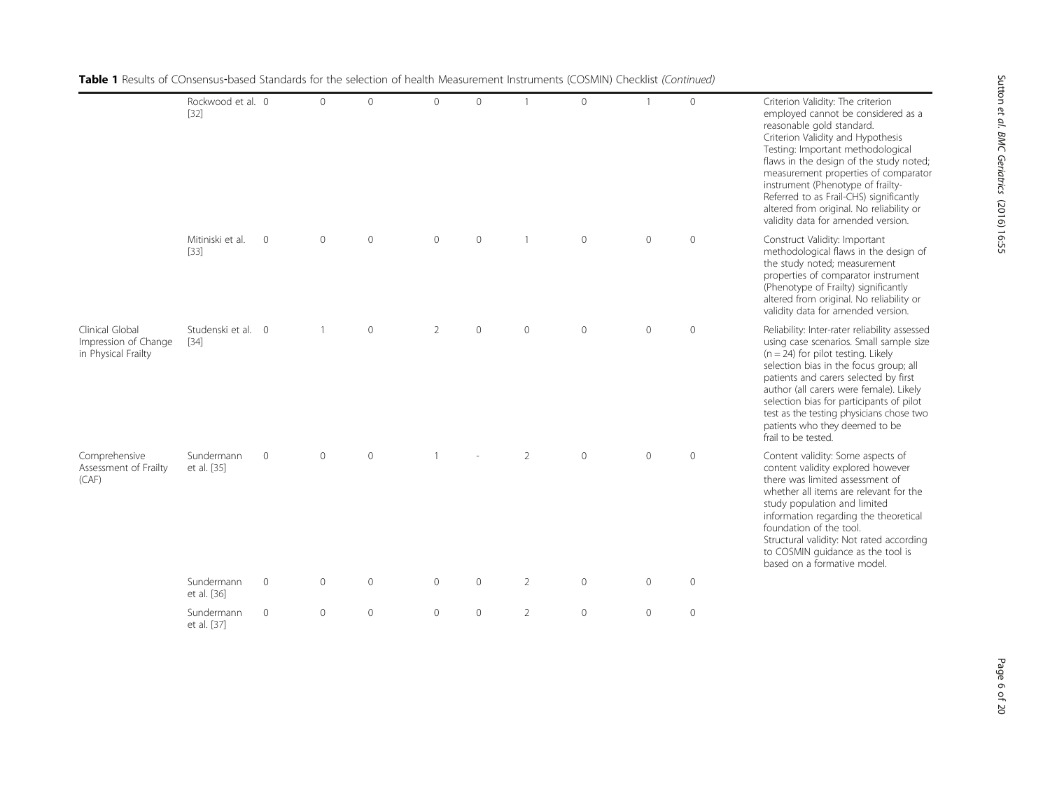**Table 1** Results of COnsensus-based Standards for the selection of health Measurement Instruments (COSMIN) Checklist *(Continued)*

| | | | | | | | | | | | |
|---|---|---|---|---|---|---|---|---|---|---|---|
| | Rockwood et al. [32] | 0 | 0 | 0 | 0 | 0 | 1 | 0 | 1 | 0 | Criterion Validity: The criterion employed cannot be considered as a reasonable gold standard. Criterion Validity and Hypothesis Testing: Important methodological flaws in the design of the study noted; measurement properties of comparator instrument (Phenotype of frailty- Referred to as Frail-CHS) significantly altered from original. No reliability or validity data for amended version. |
| | Mitiniski et al. [33] | 0 | 0 | 0 | 0 | 0 | 1 | 0 | 0 | 0 | Construct Validity: Important methodological flaws in the design of the study noted; measurement properties of comparator instrument (Phenotype of Frailty) significantly altered from original. No reliability or validity data for amended version. |
| Clinical Global Impression of Change in Physical Frailty | Studenski et al. [34] | 0 | 1 | 0 | 2 | 0 | 0 | 0 | 0 | 0 | Reliability: Inter-rater reliability assessed using case scenarios. Small sample size (n = 24) for pilot testing. Likely selection bias in the focus group; all patients and carers selected by first author (all carers were female). Likely selection bias for participants of pilot test as the testing physicians chose two patients who they deemed to be frail to be tested. |
| Comprehensive Assessment of Frailty (CAF) | Sundermann et al. [35] | 0 | 0 | 0 | 1 | - | 2 | 0 | 0 | 0 | Content validity: Some aspects of content validity explored however there was limited assessment of whether all items are relevant for the study population and limited information regarding the theoretical foundation of the tool. Structural validity: Not rated according to COSMIN guidance as the tool is based on a formative model. |
| | Sundermann et al. [36] | 0 | 0 | 0 | 0 | 0 | 2 | 0 | 0 | 0 | |
| | Sundermann et al. [37] | 0 | 0 | 0 | 0 | 0 | 2 | 0 | 0 | 0 | |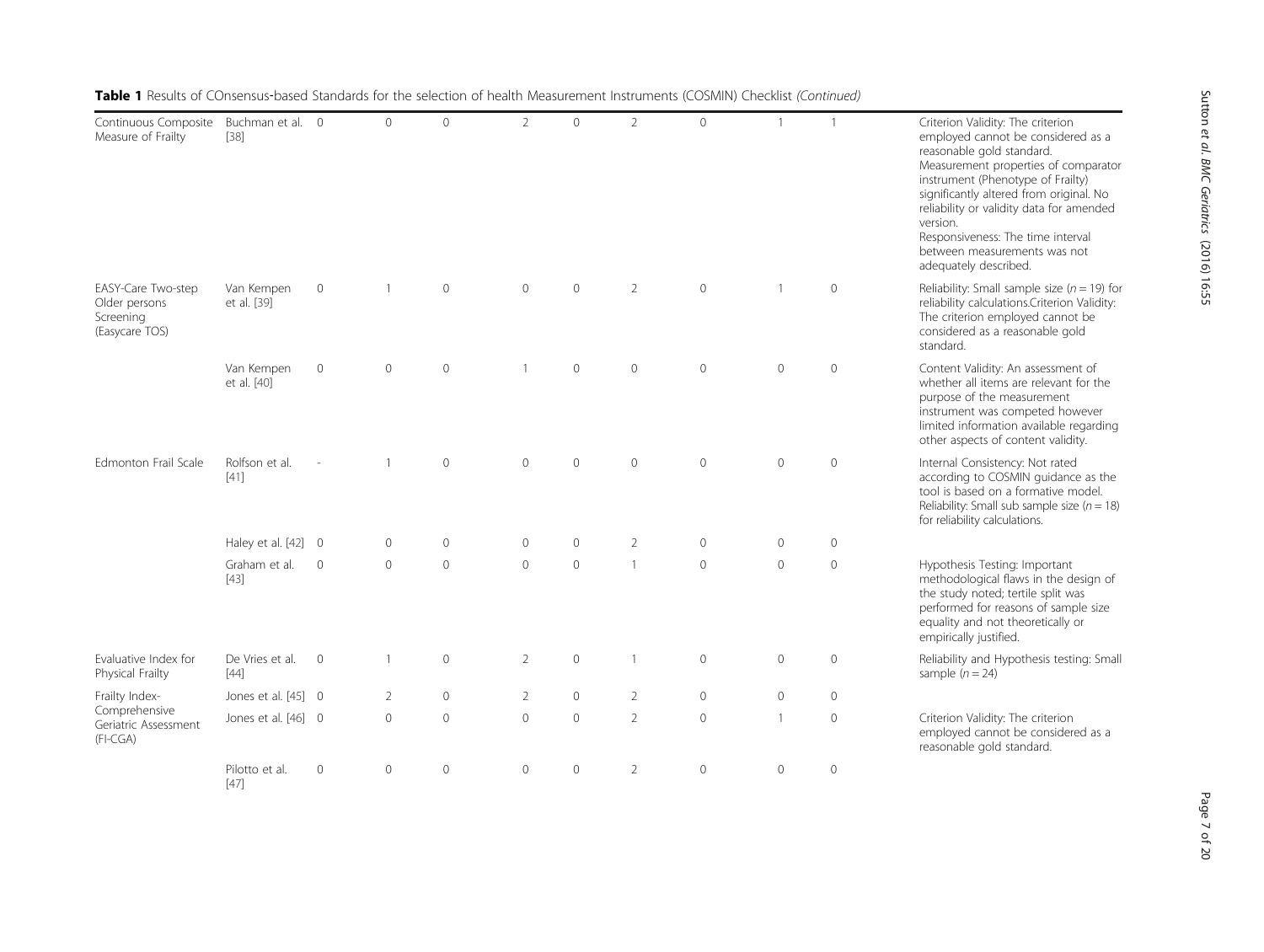**Table 1** Results of COnsensus-based Standards for the selection of health Measurement Instruments (COSMIN) Checklist *(Continued)*

| | | | | | | | | | | | |
|---|---|---|---|---|---|---|---|---|---|---|---|
| Continuous Composite Measure of Frailty | Buchman et al. [38] | 0 | 0 | 0 | 2 | 0 | 2 | 0 | 1 | 1 | Criterion Validity: The criterion employed cannot be considered as a reasonable gold standard. Measurement properties of comparator instrument (Phenotype of Frailty) significantly altered from original. No reliability or validity data for amended version. Responsiveness: The time interval between measurements was not adequately described. |
| EASY-Care Two-step Older persons Screening (Easycare TOS) | Van Kempen et al. [39] | 0 | 1 | 0 | 0 | 0 | 2 | 0 | 1 | 0 | Reliability: Small sample size ($n = 19$) for reliability calculations.Criterion Validity: The criterion employed cannot be considered as a reasonable gold standard. |
| | Van Kempen et al. [40] | 0 | 0 | 0 | 1 | 0 | 0 | 0 | 0 | 0 | Content Validity: An assessment of whether all items are relevant for the purpose of the measurement instrument was competed however limited information available regarding other aspects of content validity. |
| Edmonton Frail Scale | Rolfson et al. [41] | - | 1 | 0 | 0 | 0 | 0 | 0 | 0 | 0 | Internal Consistency: Not rated according to COSMIN guidance as the tool is based on a formative model. Reliability: Small sub sample size ($n = 18$) for reliability calculations. |
| | Haley et al. [42] | 0 | 0 | 0 | 0 | 0 | 2 | 0 | 0 | 0 | |
| | Graham et al. [43] | 0 | 0 | 0 | 0 | 0 | 1 | 0 | 0 | 0 | Hypothesis Testing: Important methodological flaws in the design of the study noted; tertile split was performed for reasons of sample size equality and not theoretically or empirically justified. |
| Evaluative Index for Physical Frailty | De Vries et al. [44] | 0 | 1 | 0 | 2 | 0 | 1 | 0 | 0 | 0 | Reliability and Hypothesis testing: Small sample ($n = 24$) |
| Frailty Index-Comprehensive Geriatric Assessment (FI-CGA) | Jones et al. [45] | 0 | 2 | 0 | 2 | 0 | 2 | 0 | 0 | 0 | |
| | Jones et al. [46] | 0 | 0 | 0 | 0 | 0 | 2 | 0 | 1 | 0 | Criterion Validity: The criterion employed cannot be considered as a reasonable gold standard. |
| | Pilotto et al. [47] | 0 | 0 | 0 | 0 | 0 | 2 | 0 | 0 | 0 | |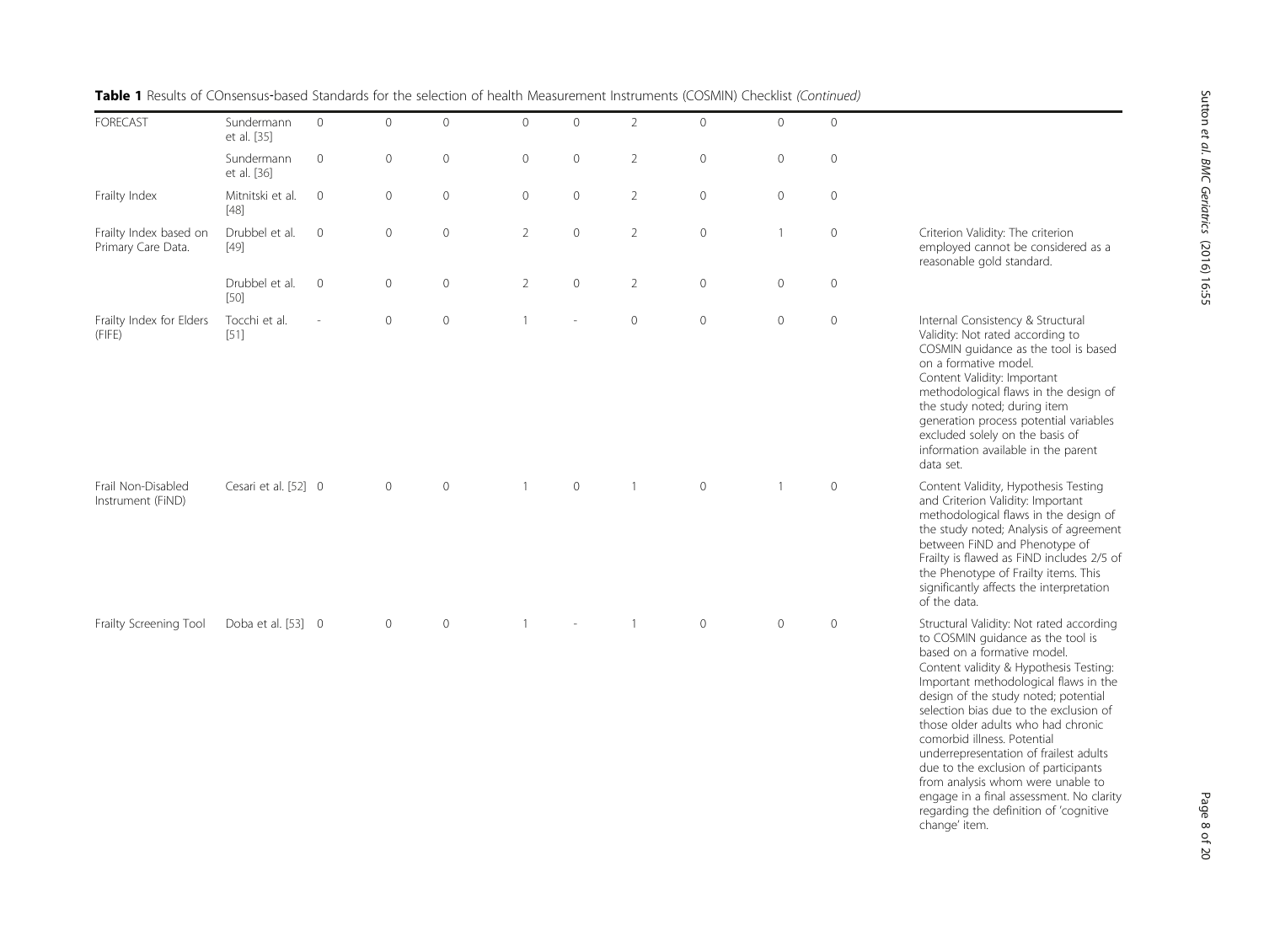**Table 1** Results of COnsensus-based Standards for the selection of health Measurement Instruments (COSMIN) Checklist *(Continued)*

| | | | | | | | | | | | |
|---|---|---|---|---|---|---|---|---|---|---|---|
| FORECAST | Sundermann et al. [35] | 0 | 0 | 0 | 0 | 0 | 2 | 0 | 0 | 0 | |
| | Sundermann et al. [36] | 0 | 0 | 0 | 0 | 0 | 2 | 0 | 0 | 0 | |
| Frailty Index | Mitnitski et al. [48] | 0 | 0 | 0 | 0 | 0 | 2 | 0 | 0 | 0 | |
| Frailty Index based on Primary Care Data. | Drubbel et al. [49] | 0 | 0 | 0 | 2 | 0 | 2 | 0 | 1 | 0 | Criterion Validity: The criterion employed cannot be considered as a reasonable gold standard. |
| | Drubbel et al. [50] | 0 | 0 | 0 | 2 | 0 | 2 | 0 | 0 | 0 | |
| Frailty Index for Elders (FIFE) | Tocchi et al. [51] | - | 0 | 0 | 1 | - | 0 | 0 | 0 | 0 | Internal Consistency & Structural Validity: Not rated according to COSMIN guidance as the tool is based on a formative model. Content Validity: Important methodological flaws in the design of the study noted; during item generation process potential variables excluded solely on the basis of information available in the parent data set. |
| Frail Non-Disabled Instrument (FiND) | Cesari et al. [52] | 0 | 0 | 0 | 1 | 0 | 1 | 0 | 1 | 0 | Content Validity, Hypothesis Testing and Criterion Validity: Important methodological flaws in the design of the study noted; Analysis of agreement between FiND and Phenotype of Frailty is flawed as FiND includes 2/5 of the Phenotype of Frailty items. This significantly affects the interpretation of the data. |
| Frailty Screening Tool | Doba et al. [53] | 0 | 0 | 0 | 1 | - | 1 | 0 | 0 | 0 | Structural Validity: Not rated according to COSMIN guidance as the tool is based on a formative model. Content validity & Hypothesis Testing: Important methodological flaws in the design of the study noted; potential selection bias due to the exclusion of those older adults who had chronic comorbid illness. Potential underrepresentation of frailest adults due to the exclusion of participants from analysis whom were unable to engage in a final assessment. No clarity regarding the definition of 'cognitive change' item. |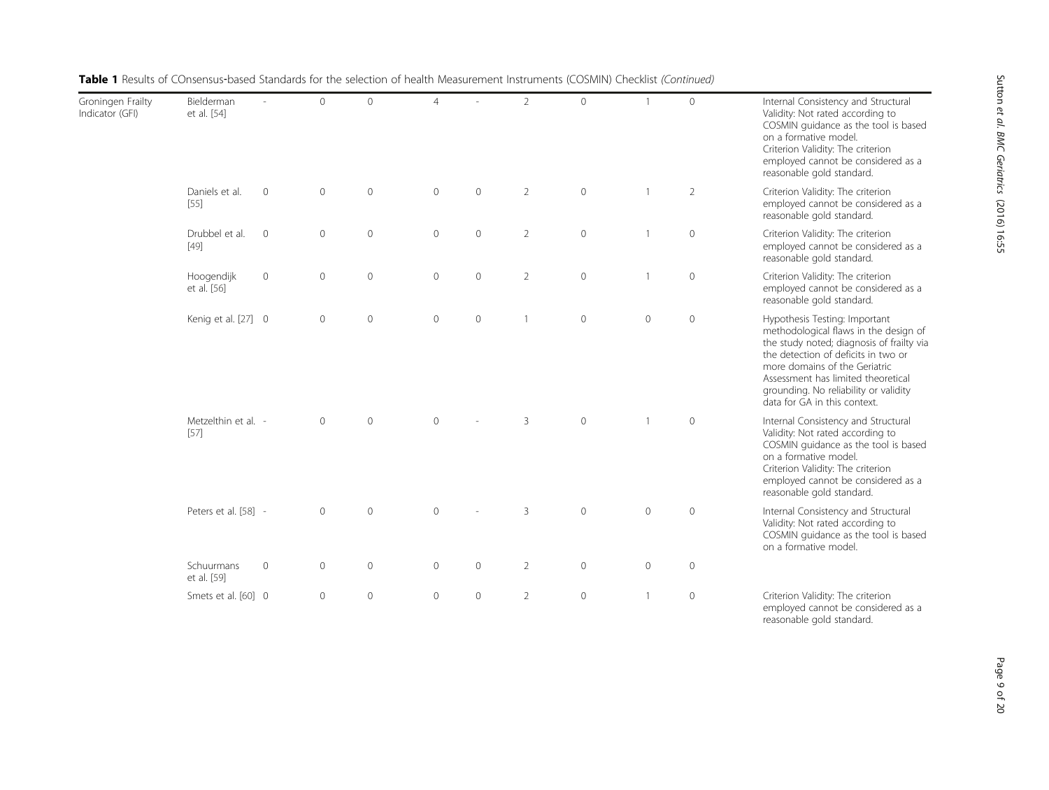**Table 1** Results of COnsensus-based Standards for the selection of health Measurement Instruments (COSMIN) Checklist *(Continued)*

| | | | | | | | | | | | |
|---|---|---|---|---|---|---|---|---|---|---|---|
| Groningen Frailty Indicator (GFI) | Bielderman et al. [54] | - | 0 | 0 | 4 | - | 2 | 0 | 1 | 0 | Internal Consistency and Structural Validity: Not rated according to COSMIN guidance as the tool is based on a formative model. Criterion Validity: The criterion employed cannot be considered as a reasonable gold standard. |
| | Daniels et al. [55] | 0 | 0 | 0 | 0 | 0 | 2 | 0 | 1 | 2 | Criterion Validity: The criterion employed cannot be considered as a reasonable gold standard. |
| | Drubbel et al. [49] | 0 | 0 | 0 | 0 | 0 | 2 | 0 | 1 | 0 | Criterion Validity: The criterion employed cannot be considered as a reasonable gold standard. |
| | Hoogendijk et al. [56] | 0 | 0 | 0 | 0 | 0 | 2 | 0 | 1 | 0 | Criterion Validity: The criterion employed cannot be considered as a reasonable gold standard. |
| | Kenig et al. [27] | 0 | 0 | 0 | 0 | 0 | 1 | 0 | 0 | 0 | Hypothesis Testing: Important methodological flaws in the design of the study noted; diagnosis of frailty via the detection of deficits in two or more domains of the Geriatric Assessment has limited theoretical grounding. No reliability or validity data for GA in this context. |
| | Metzelthin et al. [57] | - | 0 | 0 | 0 | - | 3 | 0 | 1 | 0 | Internal Consistency and Structural Validity: Not rated according to COSMIN guidance as the tool is based on a formative model. Criterion Validity: The criterion employed cannot be considered as a reasonable gold standard. |
| | Peters et al. [58] | - | 0 | 0 | 0 | - | 3 | 0 | 0 | 0 | Internal Consistency and Structural Validity: Not rated according to COSMIN guidance as the tool is based on a formative model. |
| | Schuurmans et al. [59] | 0 | 0 | 0 | 0 | 0 | 2 | 0 | 0 | 0 | |
| | Smets et al. [60] | 0 | 0 | 0 | 0 | 0 | 2 | 0 | 1 | 0 | Criterion Validity: The criterion employed cannot be considered as a reasonable gold standard. |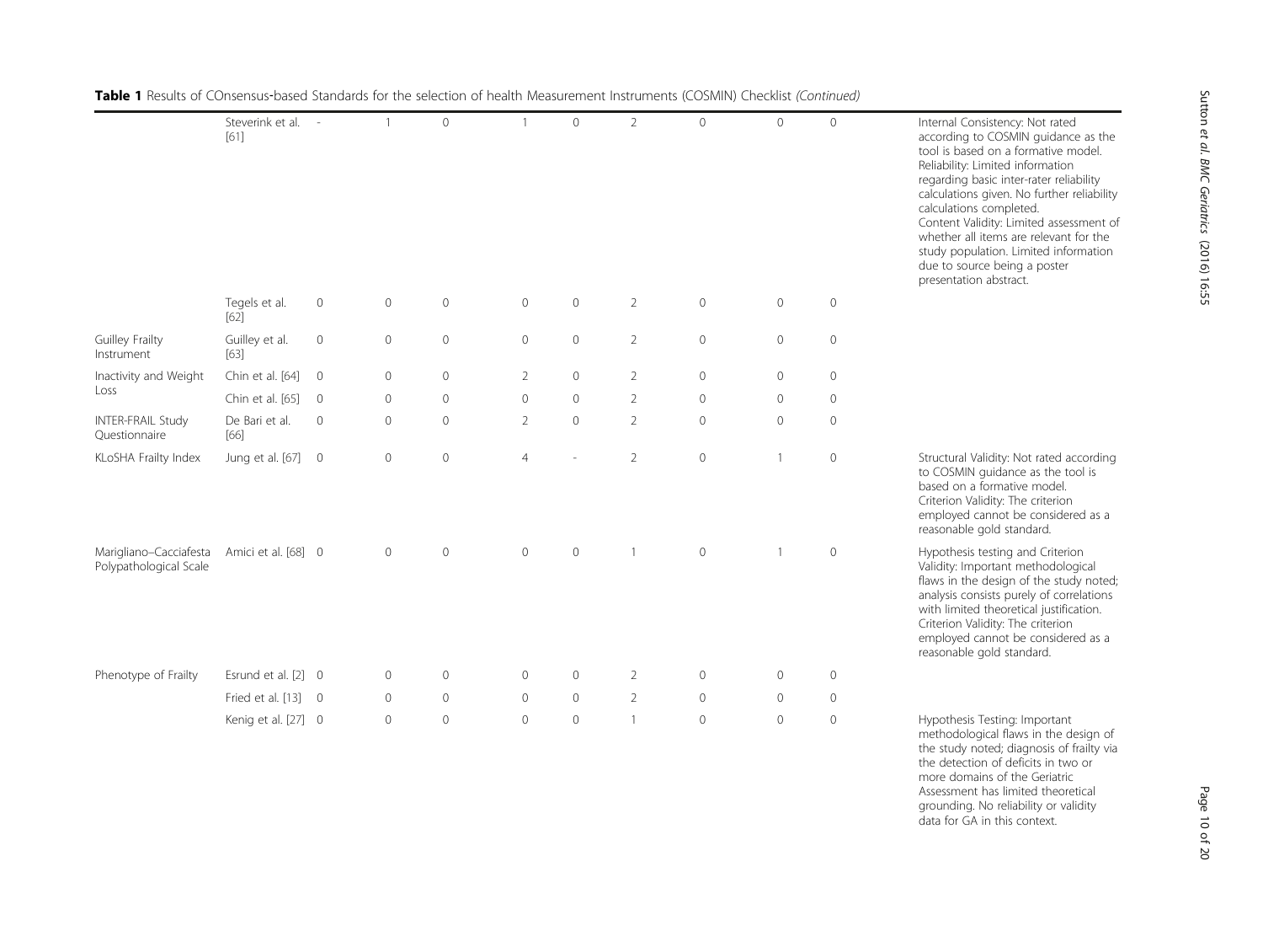**Table 1** Results of COnsensus-based Standards for the selection of health Measurement Instruments (COSMIN) Checklist *(Continued)*

| | | | | | | | | | | | |
|---|---|---|---|---|---|---|---|---|---|---|---|
| | Steverink et al. [61] | - | 1 | 0 | 1 | 0 | 2 | 0 | 0 | 0 | Internal Consistency: Not rated according to COSMIN guidance as the tool is based on a formative model. Reliability: Limited information regarding basic inter-rater reliability calculations given. No further reliability calculations completed. Content Validity: Limited assessment of whether all items are relevant for the study population. Limited information due to source being a poster presentation abstract. |
| | Tegels et al. [62] | 0 | 0 | 0 | 0 | 0 | 2 | 0 | 0 | 0 | |
| Guilley Frailty Instrument | Guilley et al. [63] | 0 | 0 | 0 | 0 | 0 | 2 | 0 | 0 | 0 | |
| Inactivity and Weight Loss | Chin et al. [64] | 0 | 0 | 0 | 2 | 0 | 2 | 0 | 0 | 0 | |
| | Chin et al. [65] | 0 | 0 | 0 | 0 | 0 | 2 | 0 | 0 | 0 | |
| INTER-FRAIL Study Questionnaire | De Bari et al. [66] | 0 | 0 | 0 | 2 | 0 | 2 | 0 | 0 | 0 | |
| KLoSHA Frailty Index | Jung et al. [67] | 0 | 0 | 0 | 4 | - | 2 | 0 | 1 | 0 | Structural Validity: Not rated according to COSMIN guidance as the tool is based on a formative model. Criterion Validity: The criterion employed cannot be considered as a reasonable gold standard. |
| Marigliano–Cacciafesta Polypathological Scale | Amici et al. [68] | 0 | 0 | 0 | 0 | 0 | 1 | 0 | 1 | 0 | Hypothesis testing and Criterion Validity: Important methodological flaws in the design of the study noted; analysis consists purely of correlations with limited theoretical justification. Criterion Validity: The criterion employed cannot be considered as a reasonable gold standard. |
| Phenotype of Frailty | Esrund et al. [2] | 0 | 0 | 0 | 0 | 0 | 2 | 0 | 0 | 0 | |
| | Fried et al. [13] | 0 | 0 | 0 | 0 | 0 | 2 | 0 | 0 | 0 | |
| | Kenig et al. [27] | 0 | 0 | 0 | 0 | 0 | 1 | 0 | 0 | 0 | Hypothesis Testing: Important methodological flaws in the design of the study noted; diagnosis of frailty via the detection of deficits in two or more domains of the Geriatric Assessment has limited theoretical grounding. No reliability or validity data for GA in this context. |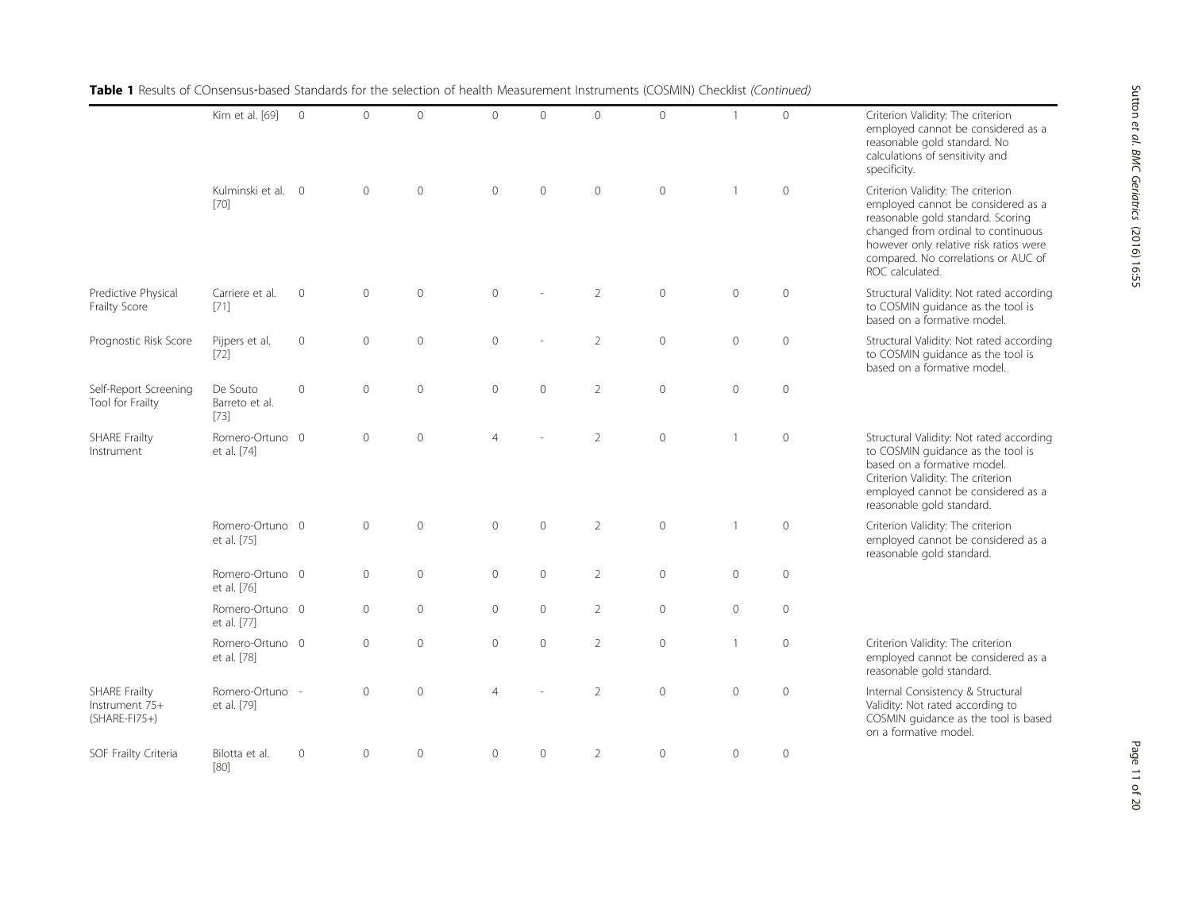**Table 1** Results of COnsensus-based Standards for the selection of health Measurement Instruments (COSMIN) Checklist *(Continued)*

| | | | | | | | | | | | |
|---|---|---|---|---|---|---|---|---|---|---|---|
| | Kim et al. [69] | 0 | 0 | 0 | 0 | 0 | 0 | 0 | 1 | 0 | Criterion Validity: The criterion employed cannot be considered as a reasonable gold standard. No calculations of sensitivity and specificity. |
| | Kulminski et al. [70] | 0 | 0 | 0 | 0 | 0 | 0 | 0 | 1 | 0 | Criterion Validity: The criterion employed cannot be considered as a reasonable gold standard. Scoring changed from ordinal to continuous however only relative risk ratios were compared. No correlations or AUC of ROC calculated. |
| Predictive Physical Frailty Score | Carriere et al. [71] | 0 | 0 | 0 | 0 | - | 2 | 0 | 0 | 0 | Structural Validity: Not rated according to COSMIN guidance as the tool is based on a formative model. |
| Prognostic Risk Score | Pijpers et al. [72] | 0 | 0 | 0 | 0 | - | 2 | 0 | 0 | 0 | Structural Validity: Not rated according to COSMIN guidance as the tool is based on a formative model. |
| Self-Report Screening Tool for Frailty | De Souto Barreto et al. [73] | 0 | 0 | 0 | 0 | 0 | 2 | 0 | 0 | 0 | |
| SHARE Frailty Instrument | Romero-Ortuno et al. [74] | 0 | 0 | 0 | 4 | - | 2 | 0 | 1 | 0 | Structural Validity: Not rated according to COSMIN guidance as the tool is based on a formative model. Criterion Validity: The criterion employed cannot be considered as a reasonable gold standard. |
| | Romero-Ortuno et al. [75] | 0 | 0 | 0 | 0 | 0 | 2 | 0 | 1 | 0 | Criterion Validity: The criterion employed cannot be considered as a reasonable gold standard. |
| | Romero-Ortuno et al. [76] | 0 | 0 | 0 | 0 | 0 | 2 | 0 | 0 | 0 | |
| | Romero-Ortuno et al. [77] | 0 | 0 | 0 | 0 | 0 | 2 | 0 | 0 | 0 | |
| | Romero-Ortuno et al. [78] | 0 | 0 | 0 | 0 | 0 | 2 | 0 | 1 | 0 | Criterion Validity: The criterion employed cannot be considered as a reasonable gold standard. |
| SHARE Frailty Instrument 75+ (SHARE-FI75+) | Romero-Ortuno et al. [79] | - | 0 | 0 | 4 | - | 2 | 0 | 0 | 0 | Internal Consistency & Structural Validity: Not rated according to COSMIN guidance as the tool is based on a formative model. |
| SOF Frailty Criteria | Bilotta et al. [80] | 0 | 0 | 0 | 0 | 0 | 2 | 0 | 0 | 0 | |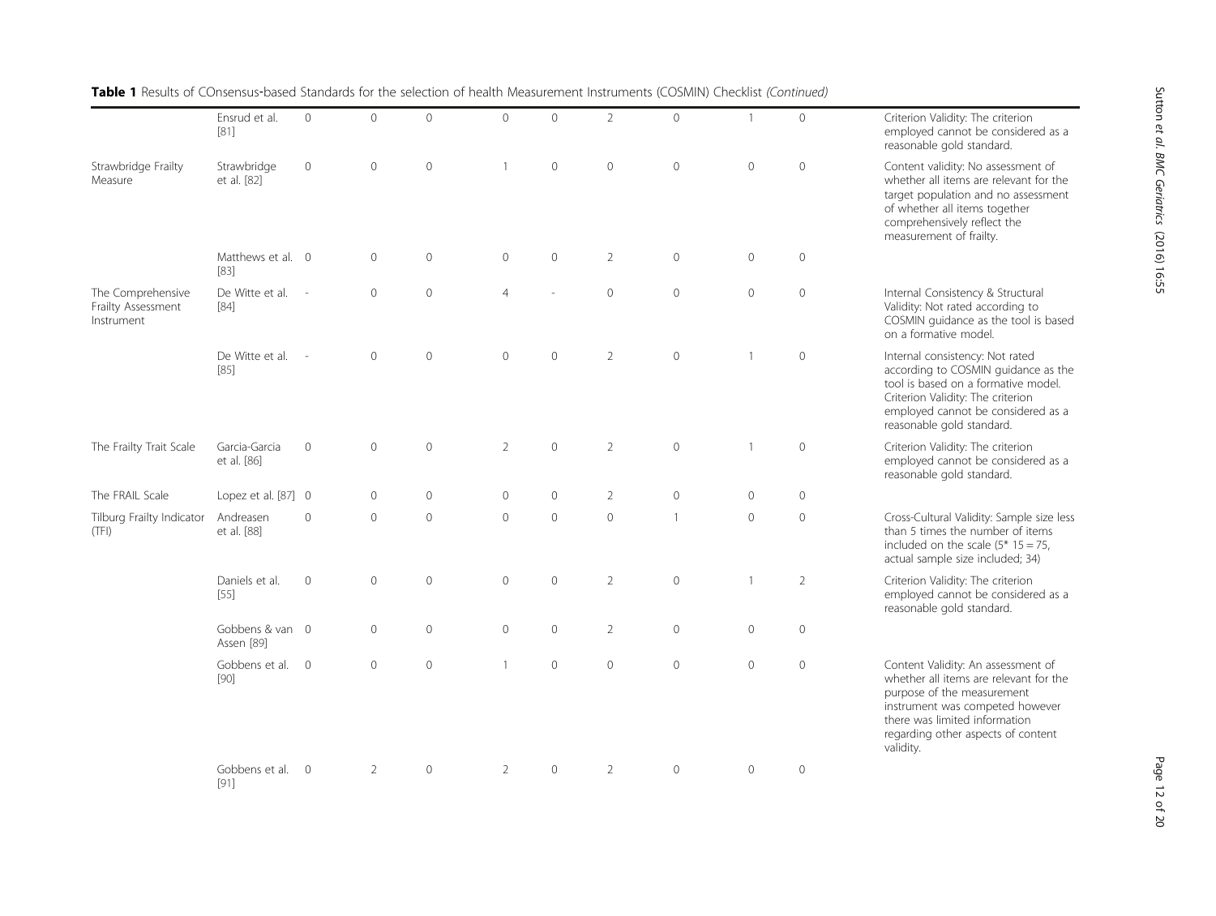**Table 1** Results of COnsensus-based Standards for the selection of health Measurement Instruments (COSMIN) Checklist *(Continued)*

| | | | | | | | | | | | |
|---|---|---|---|---|---|---|---|---|---|---|---|
| | Ensrud et al. [81] | 0 | 0 | 0 | 0 | 0 | 2 | 0 | 1 | 0 | Criterion Validity: The criterion employed cannot be considered as a reasonable gold standard. |
| Strawbridge Frailty Measure | Strawbridge et al. [82] | 0 | 0 | 0 | 1 | 0 | 0 | 0 | 0 | 0 | Content validity: No assessment of whether all items are relevant for the target population and no assessment of whether all items together comprehensively reflect the measurement of frailty. |
| | Matthews et al. [83] | 0 | 0 | 0 | 0 | 0 | 2 | 0 | 0 | 0 | |
| The Comprehensive Frailty Assessment Instrument | De Witte et al. [84] | - | 0 | 0 | 4 | - | 0 | 0 | 0 | 0 | Internal Consistency & Structural Validity: Not rated according to COSMIN guidance as the tool is based on a formative model. |
| | De Witte et al. [85] | - | 0 | 0 | 0 | 0 | 2 | 0 | 1 | 0 | Internal consistency: Not rated according to COSMIN guidance as the tool is based on a formative model. Criterion Validity: The criterion employed cannot be considered as a reasonable gold standard. |
| The Frailty Trait Scale | Garcia-Garcia et al. [86] | 0 | 0 | 0 | 2 | 0 | 2 | 0 | 1 | 0 | Criterion Validity: The criterion employed cannot be considered as a reasonable gold standard. |
| The FRAIL Scale | Lopez et al. [87] | 0 | 0 | 0 | 0 | 0 | 2 | 0 | 0 | 0 | |
| Tilburg Frailty Indicator (TFI) | Andreasen et al. [88] | 0 | 0 | 0 | 0 | 0 | 0 | 1 | 0 | 0 | Cross-Cultural Validity: Sample size less than 5 times the number of items included on the scale (5* 15 = 75, actual sample size included; 34) |
| | Daniels et al. [55] | 0 | 0 | 0 | 0 | 0 | 2 | 0 | 1 | 2 | Criterion Validity: The criterion employed cannot be considered as a reasonable gold standard. |
| | Gobbens & van Assen [89] | 0 | 0 | 0 | 0 | 0 | 2 | 0 | 0 | 0 | |
| | Gobbens et al. [90] | 0 | 0 | 0 | 1 | 0 | 0 | 0 | 0 | 0 | Content Validity: An assessment of whether all items are relevant for the purpose of the measurement instrument was competed however there was limited information regarding other aspects of content validity. |
| | Gobbens et al. [91] | 0 | 2 | 0 | 2 | 0 | 2 | 0 | 0 | 0 | |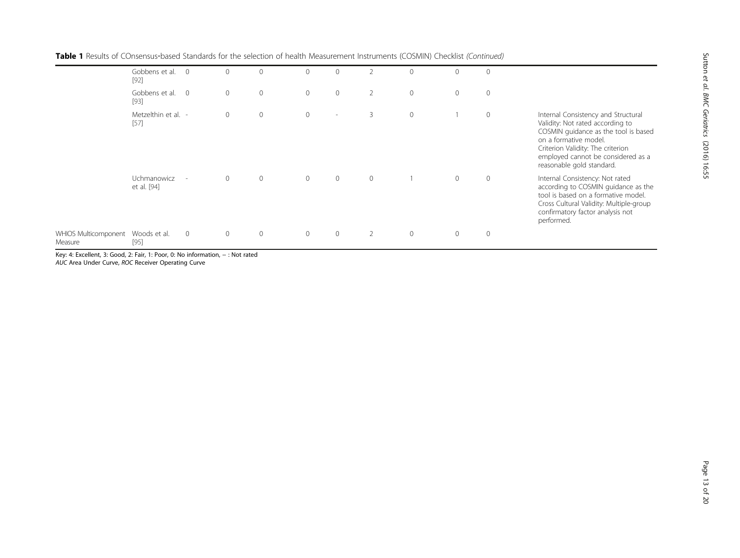**Table 1** Results of COnsensus-based Standards for the selection of health Measurement Instruments (COSMIN) Checklist *(Continued)*

| | | | | | | | | | | | |
|---|---|---|---|---|---|---|---|---|---|---|---|
| | Gobbens et al. [92] | 0 | 0 | 0 | 0 | 0 | 2 | 0 | 0 | 0 | |
| | Gobbens et al. [93] | 0 | 0 | 0 | 0 | 0 | 2 | 0 | 0 | 0 | |
| | Metzelthin et al. [57] | - | 0 | 0 | 0 | - | 3 | 0 | 1 | 0 | Internal Consistency and Structural Validity: Not rated according to COSMIN guidance as the tool is based on a formative model. Criterion Validity: The criterion employed cannot be considered as a reasonable gold standard. |
| | Uchmanowicz et al. [94] | - | 0 | 0 | 0 | 0 | 0 | 1 | 0 | 0 | Internal Consistency: Not rated according to COSMIN guidance as the tool is based on a formative model. Cross Cultural Validity: Multiple-group confirmatory factor analysis not performed. |
| WHIOS Multicomponent Measure | Woods et al. [95] | 0 | 0 | 0 | 0 | 0 | 2 | 0 | 0 | 0 | |

Key: 4: Excellent, 3: Good, 2: Fair, 1: Poor, 0: No information, – : Not rated

*AUC* Area Under Curve, *ROC* Receiver Operating Curve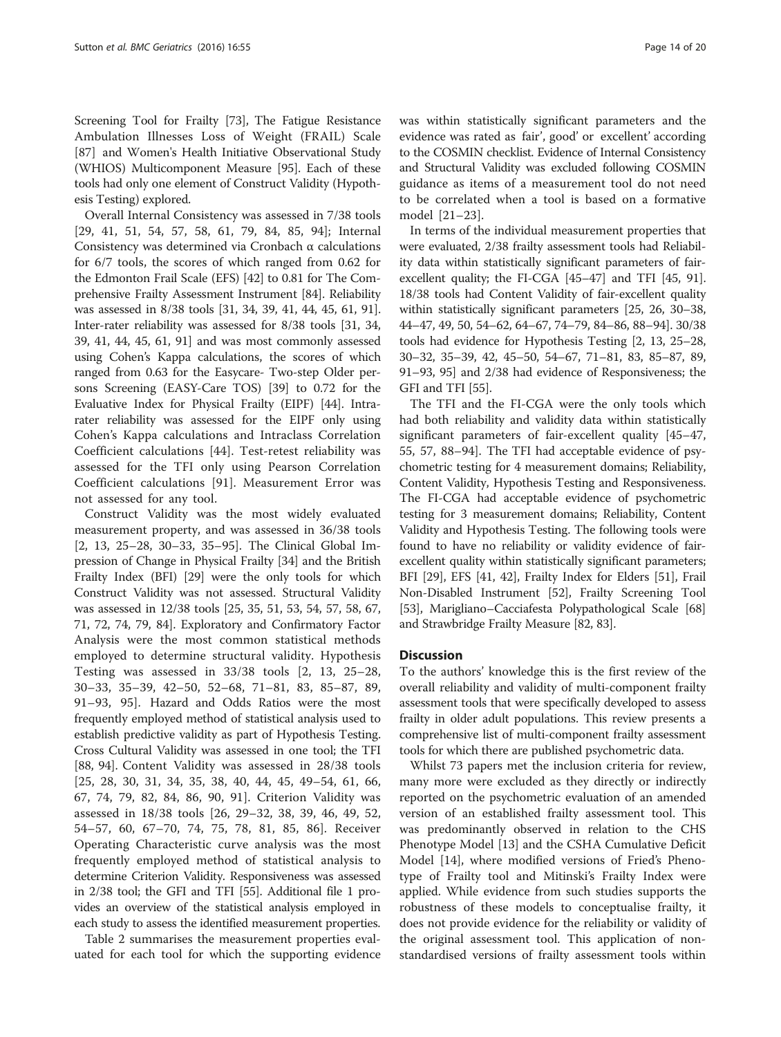Screening Tool for Frailty [73], The Fatigue Resistance Ambulation Illnesses Loss of Weight (FRAIL) Scale [87] and Women's Health Initiative Observational Study (WHIOS) Multicomponent Measure [95]. Each of these tools had only one element of Construct Validity (Hypothesis Testing) explored.

Overall Internal Consistency was assessed in 7/38 tools [29, 41, 51, 54, 57, 58, 61, 79, 84, 85, 94]; Internal Consistency was determined via Cronbach α calculations for 6/7 tools, the scores of which ranged from 0.62 for the Edmonton Frail Scale (EFS) [42] to 0.81 for The Comprehensive Frailty Assessment Instrument [84]. Reliability was assessed in 8/38 tools [31, 34, 39, 41, 44, 45, 61, 91]. Inter-rater reliability was assessed for 8/38 tools [31, 34, 39, 41, 44, 45, 61, 91] and was most commonly assessed using Cohen's Kappa calculations, the scores of which ranged from 0.63 for the Easycare- Two-step Older persons Screening (EASY-Care TOS) [39] to 0.72 for the Evaluative Index for Physical Frailty (EIPF) [44]. Intra-rater reliability was assessed for the EIPF only using Cohen's Kappa calculations and Intraclass Correlation Coefficient calculations [44]. Test-retest reliability was assessed for the TFI only using Pearson Correlation Coefficient calculations [91]. Measurement Error was not assessed for any tool.

Construct Validity was the most widely evaluated measurement property, and was assessed in 36/38 tools [2, 13, 25–28, 30–33, 35–95]. The Clinical Global Impression of Change in Physical Frailty [34] and the British Frailty Index (BFI) [29] were the only tools for which Construct Validity was not assessed. Structural Validity was assessed in 12/38 tools [25, 35, 51, 53, 54, 57, 58, 67, 71, 72, 74, 79, 84]. Exploratory and Confirmatory Factor Analysis were the most common statistical methods employed to determine structural validity. Hypothesis Testing was assessed in 33/38 tools [2, 13, 25–28, 30–33, 35–39, 42–50, 52–68, 71–81, 83, 85–87, 89, 91–93, 95]. Hazard and Odds Ratios were the most frequently employed method of statistical analysis used to establish predictive validity as part of Hypothesis Testing. Cross Cultural Validity was assessed in one tool; the TFI [88, 94]. Content Validity was assessed in 28/38 tools [25, 28, 30, 31, 34, 35, 38, 40, 44, 45, 49–54, 61, 66, 67, 74, 79, 82, 84, 86, 90, 91]. Criterion Validity was assessed in 18/38 tools [26, 29–32, 38, 39, 46, 49, 52, 54–57, 60, 67–70, 74, 75, 78, 81, 85, 86]. Receiver Operating Characteristic curve analysis was the most frequently employed method of statistical analysis to determine Criterion Validity. Responsiveness was assessed in 2/38 tool; the GFI and TFI [55]. Additional file 1 provides an overview of the statistical analysis employed in each study to assess the identified measurement properties.

Table 2 summarises the measurement properties evaluated for each tool for which the supporting evidence was within statistically significant parameters and the evidence was rated as fair', good' or excellent' according to the COSMIN checklist. Evidence of Internal Consistency and Structural Validity was excluded following COSMIN guidance as items of a measurement tool do not need to be correlated when a tool is based on a formative model [21–23].

In terms of the individual measurement properties that were evaluated, 2/38 frailty assessment tools had Reliability data within statistically significant parameters of fair-excellent quality; the FI-CGA [45–47] and TFI [45, 91]. 18/38 tools had Content Validity of fair-excellent quality within statistically significant parameters [25, 26, 30–38, 44–47, 49, 50, 54–62, 64–67, 74–79, 84–86, 88–94]. 30/38 tools had evidence for Hypothesis Testing [2, 13, 25–28, 30–32, 35–39, 42, 45–50, 54–67, 71–81, 83, 85–87, 89, 91–93, 95] and 2/38 had evidence of Responsiveness; the GFI and TFI [55].

The TFI and the FI-CGA were the only tools which had both reliability and validity data within statistically significant parameters of fair-excellent quality [45–47, 55, 57, 88–94]. The TFI had acceptable evidence of psychometric testing for 4 measurement domains; Reliability, Content Validity, Hypothesis Testing and Responsiveness. The FI-CGA had acceptable evidence of psychometric testing for 3 measurement domains; Reliability, Content Validity and Hypothesis Testing. The following tools were found to have no reliability or validity evidence of fair-excellent quality within statistically significant parameters; BFI [29], EFS [41, 42], Frailty Index for Elders [51], Frail Non-Disabled Instrument [52], Frailty Screening Tool [53], Marigliano–Cacciafesta Polypathological Scale [68] and Strawbridge Frailty Measure [82, 83].

## Discussion

To the authors' knowledge this is the first review of the overall reliability and validity of multi-component frailty assessment tools that were specifically developed to assess frailty in older adult populations. This review presents a comprehensive list of multi-component frailty assessment tools for which there are published psychometric data.

Whilst 73 papers met the inclusion criteria for review, many more were excluded as they directly or indirectly reported on the psychometric evaluation of an amended version of an established frailty assessment tool. This was predominantly observed in relation to the CHS Phenotype Model [13] and the CSHA Cumulative Deficit Model [14], where modified versions of Fried's Phenotype of Frailty tool and Mitinski's Frailty Index were applied. While evidence from such studies supports the robustness of these models to conceptualise frailty, it does not provide evidence for the reliability or validity of the original assessment tool. This application of non-standardised versions of frailty assessment tools within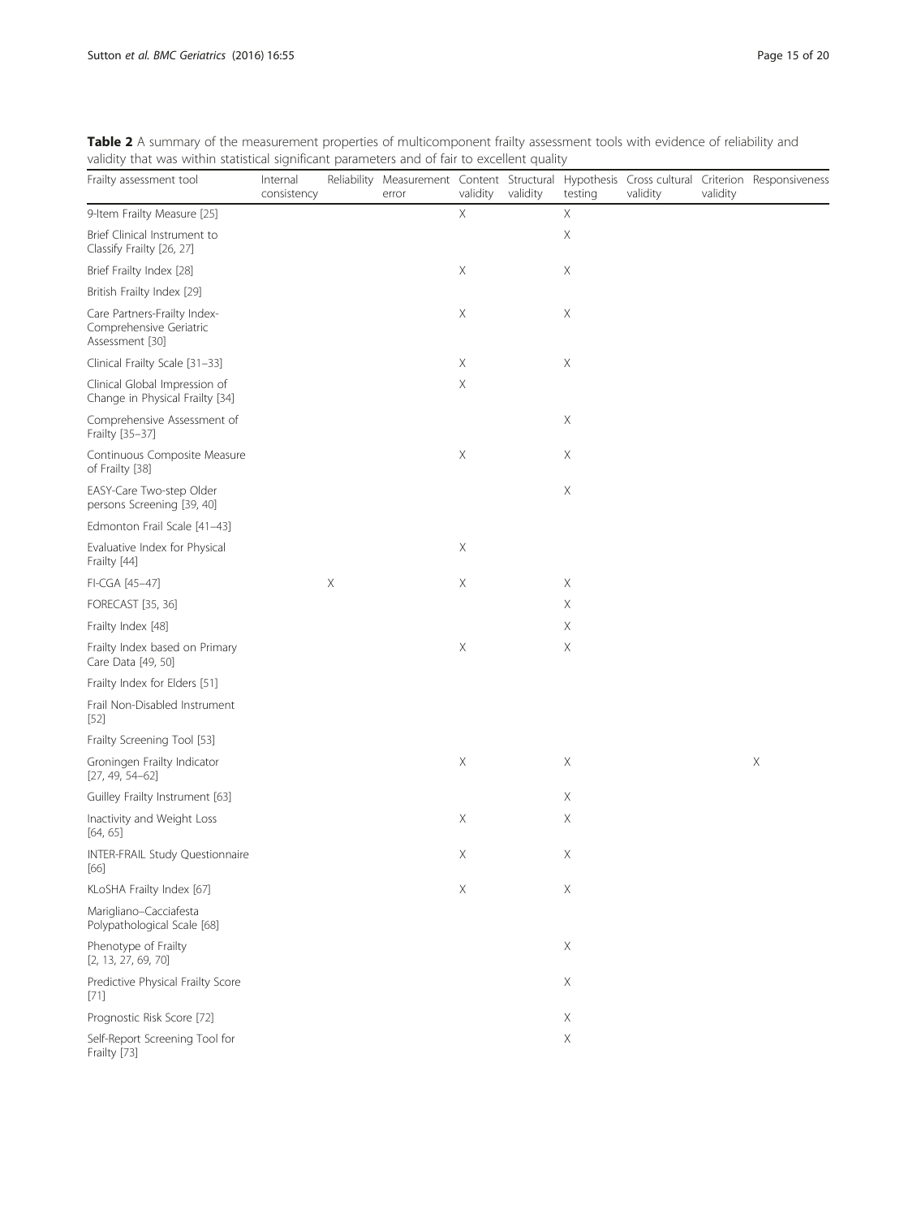**Table 2** A summary of the measurement properties of multicomponent frailty assessment tools with evidence of reliability and validity that was within statistical significant parameters and of fair to excellent quality

| Frailty assessment tool | Internal consistency | Reliability | Measurement error | Content validity | Structural validity | Hypothesis testing | Cross cultural validity | Criterion validity | Responsiveness |
|---|---|---|---|---|---|---|---|---|---|
| 9-Item Frailty Measure [25] | | | | X | | X | | | |
| Brief Clinical Instrument to Classify Frailty [26, 27] | | | | | | X | | | |
| Brief Frailty Index [28] | | | | X | | X | | | |
| British Frailty Index [29] | | | | | | | | | |
| Care Partners-Frailty Index-Comprehensive Geriatric Assessment [30] | | | | X | | X | | | |
| Clinical Frailty Scale [31–33] | | | | X | | X | | | |
| Clinical Global Impression of Change in Physical Frailty [34] | | | | X | | | | | |
| Comprehensive Assessment of Frailty [35–37] | | | | | | X | | | |
| Continuous Composite Measure of Frailty [38] | | | | X | | X | | | |
| EASY-Care Two-step Older persons Screening [39, 40] | | | | | | X | | | |
| Edmonton Frail Scale [41–43] | | | | | | | | | |
| Evaluative Index for Physical Frailty [44] | | | | X | | | | | |
| FI-CGA [45–47] | | X | | X | | X | | | |
| FORECAST [35, 36] | | | | | | X | | | |
| Frailty Index [48] | | | | | | X | | | |
| Frailty Index based on Primary Care Data [49, 50] | | | | X | | X | | | |
| Frailty Index for Elders [51] | | | | | | | | | |
| Frail Non-Disabled Instrument [52] | | | | | | | | | |
| Frailty Screening Tool [53] | | | | | | | | | |
| Groningen Frailty Indicator [27, 49, 54–62] | | | | X | | X | | | X |
| Guilley Frailty Instrument [63] | | | | | | X | | | |
| Inactivity and Weight Loss [64, 65] | | | | X | | X | | | |
| INTER-FRAIL Study Questionnaire [66] | | | | X | | X | | | |
| KLoSHA Frailty Index [67] | | | | X | | X | | | |
| Marigliano–Cacciafesta Polypathological Scale [68] | | | | | | | | | |
| Phenotype of Frailty [2, 13, 27, 69, 70] | | | | | | X | | | |
| Predictive Physical Frailty Score [71] | | | | | | X | | | |
| Prognostic Risk Score [72] | | | | | | X | | | |
| Self-Report Screening Tool for Frailty [73] | | | | | | X | | | |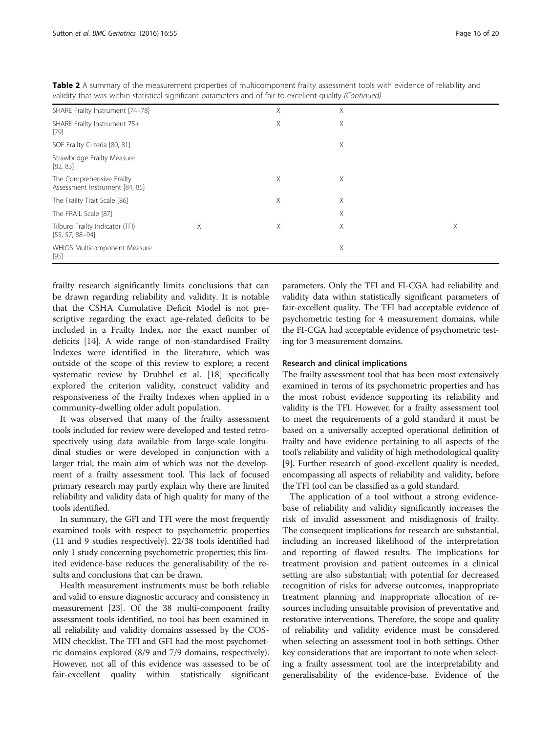**Table 2** A summary of the measurement properties of multicomponent frailty assessment tools with evidence of reliability and validity that was within statistical significant parameters and of fair to excellent quality *(Continued)*

| | | | | |
|---|---|---|---|---|
| SHARE Frailty Instrument [74–78] | | X | X | |
| SHARE Frailty Instrument 75+ [79] | | X | X | |
| SOF Frailty Criteria [80, 81] | | | X | |
| Strawbridge Frailty Measure [82, 83] | | | | |
| The Comprehensive Frailty Assessment Instrument [84, 85] | | X | X | |
| The Frailty Trait Scale [86] | | X | X | |
| The FRAIL Scale [87] | | | X | |
| Tilburg Frailty Indicator (TFI) [55, 57, 88–94] | X | X | X | X |
| WHIOS Multicomponent Measure [95] | | | X | |

frailty research significantly limits conclusions that can be drawn regarding reliability and validity. It is notable that the CSHA Cumulative Deficit Model is not prescriptive regarding the exact age-related deficits to be included in a Frailty Index, nor the exact number of deficits [14]. A wide range of non-standardised Frailty Indexes were identified in the literature, which was outside of the scope of this review to explore; a recent systematic review by Drubbel et al. [18] specifically explored the criterion validity, construct validity and responsiveness of the Frailty Indexes when applied in a community-dwelling older adult population.

It was observed that many of the frailty assessment tools included for review were developed and tested retrospectively using data available from large-scale longitudinal studies or were developed in conjunction with a larger trial; the main aim of which was not the development of a frailty assessment tool. This lack of focused primary research may partly explain why there are limited reliability and validity data of high quality for many of the tools identified.

In summary, the GFI and TFI were the most frequently examined tools with respect to psychometric properties (11 and 9 studies respectively). 22/38 tools identified had only 1 study concerning psychometric properties; this limited evidence-base reduces the generalisability of the results and conclusions that can be drawn.

Health measurement instruments must be both reliable and valid to ensure diagnostic accuracy and consistency in measurement [23]. Of the 38 multi-component frailty assessment tools identified, no tool has been examined in all reliability and validity domains assessed by the COSMIN checklist. The TFI and GFI had the most psychometric domains explored (8/9 and 7/9 domains, respectively). However, not all of this evidence was assessed to be of fair-excellent quality within statistically significant parameters. Only the TFI and FI-CGA had reliability and validity data within statistically significant parameters of fair-excellent quality. The TFI had acceptable evidence of psychometric testing for 4 measurement domains, while the FI-CGA had acceptable evidence of psychometric testing for 3 measurement domains.

### Research and clinical implications

The frailty assessment tool that has been most extensively examined in terms of its psychometric properties and has the most robust evidence supporting its reliability and validity is the TFI. However, for a frailty assessment tool to meet the requirements of a gold standard it must be based on a universally accepted operational definition of frailty and have evidence pertaining to all aspects of the tool's reliability and validity of high methodological quality [9]. Further research of good-excellent quality is needed, encompassing all aspects of reliability and validity, before the TFI tool can be classified as a gold standard.

The application of a tool without a strong evidence-base of reliability and validity significantly increases the risk of invalid assessment and misdiagnosis of frailty. The consequent implications for research are substantial, including an increased likelihood of the interpretation and reporting of flawed results. The implications for treatment provision and patient outcomes in a clinical setting are also substantial; with potential for decreased recognition of risks for adverse outcomes, inappropriate treatment planning and inappropriate allocation of resources including unsuitable provision of preventative and restorative interventions. Therefore, the scope and quality of reliability and validity evidence must be considered when selecting an assessment tool in both settings. Other key considerations that are important to note when selecting a frailty assessment tool are the interpretability and generalisability of the evidence-base. Evidence of the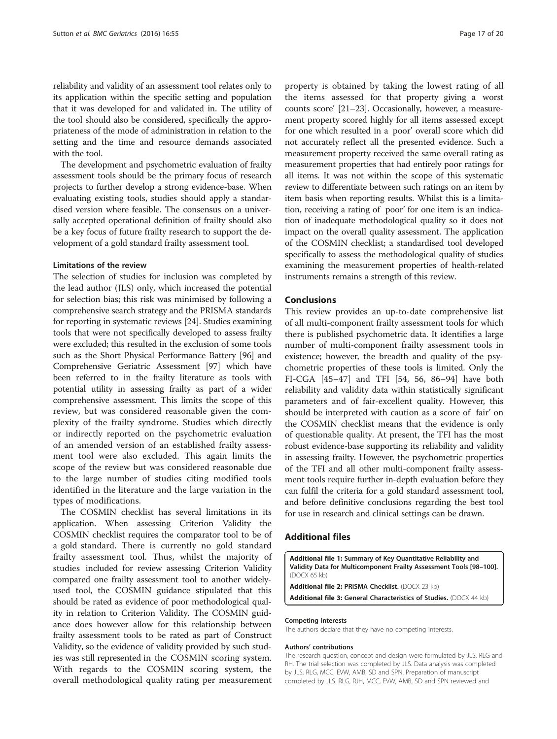reliability and validity of an assessment tool relates only to its application within the specific setting and population that it was developed for and validated in. The utility of the tool should also be considered, specifically the appropriateness of the mode of administration in relation to the setting and the time and resource demands associated with the tool.

The development and psychometric evaluation of frailty assessment tools should be the primary focus of research projects to further develop a strong evidence-base. When evaluating existing tools, studies should apply a standardised version where feasible. The consensus on a universally accepted operational definition of frailty should also be a key focus of future frailty research to support the development of a gold standard frailty assessment tool.

#### Limitations of the review

The selection of studies for inclusion was completed by the lead author (JLS) only, which increased the potential for selection bias; this risk was minimised by following a comprehensive search strategy and the PRISMA standards for reporting in systematic reviews [24]. Studies examining tools that were not specifically developed to assess frailty were excluded; this resulted in the exclusion of some tools such as the Short Physical Performance Battery [96] and Comprehensive Geriatric Assessment [97] which have been referred to in the frailty literature as tools with potential utility in assessing frailty as part of a wider comprehensive assessment. This limits the scope of this review, but was considered reasonable given the complexity of the frailty syndrome. Studies which directly or indirectly reported on the psychometric evaluation of an amended version of an established frailty assessment tool were also excluded. This again limits the scope of the review but was considered reasonable due to the large number of studies citing modified tools identified in the literature and the large variation in the types of modifications.

The COSMIN checklist has several limitations in its application. When assessing Criterion Validity the COSMIN checklist requires the comparator tool to be of a gold standard. There is currently no gold standard frailty assessment tool. Thus, whilst the majority of studies included for review assessing Criterion Validity compared one frailty assessment tool to another widely-used tool, the COSMIN guidance stipulated that this should be rated as evidence of poor methodological quality in relation to Criterion Validity. The COSMIN guidance does however allow for this relationship between frailty assessment tools to be rated as part of Construct Validity, so the evidence of validity provided by such studies was still represented in the COSMIN scoring system. With regards to the COSMIN scoring system, the overall methodological quality rating per measurement property is obtained by taking the lowest rating of all the items assessed for that property giving a 'worst counts score' [21–23]. Occasionally, however, a measurement property scored highly for all items assessed except for one which resulted in a 'poor' overall score which did not accurately reflect all the presented evidence. Such a measurement property received the same overall rating as measurement properties that had entirely poor ratings for all items. It was not within the scope of this systematic review to differentiate between such ratings on an item by item basis when reporting results. Whilst this is a limitation, receiving a rating of 'poor' for one item is an indication of inadequate methodological quality so it does not impact on the overall quality assessment. The application of the COSMIN checklist; a standardised tool developed specifically to assess the methodological quality of studies examining the measurement properties of health-related instruments remains a strength of this review.

## Conclusions

This review provides an up-to-date comprehensive list of all multi-component frailty assessment tools for which there is published psychometric data. It identifies a large number of multi-component frailty assessment tools in existence; however, the breadth and quality of the psychometric properties of these tools is limited. Only the FI-CGA [45–47] and TFI [54, 56, 86–94] have both reliability and validity data within statistically significant parameters and of fair-excellent quality. However, this should be interpreted with caution as a score of 'fair' on the COSMIN checklist means that the evidence is only of questionable quality. At present, the TFI has the most robust evidence-base supporting its reliability and validity in assessing frailty. However, the psychometric properties of the TFI and all other multi-component frailty assessment tools require further in-depth evaluation before they can fulfil the criteria for a gold standard assessment tool, and before definitive conclusions regarding the best tool for use in research and clinical settings can be drawn.

## Additional files

**Additional file 1: Summary of Key Quantitative Reliability and Validity Data for Multicomponent Frailty Assessment Tools [98–100].** (DOCX 65 kb)

**Additional file 2: PRISMA Checklist.** (DOCX 23 kb)

**Additional file 3: General Characteristics of Studies.** (DOCX 44 kb)

#### Competing interests

The authors declare that they have no competing interests.

#### Authors' contributions

The research question, concept and design were formulated by JLS, RLG and RH. The trial selection was completed by JLS. Data analysis was completed by JLS, RLG, MCC, EVW, AMB, SD and SPN. Preparation of manuscript completed by JLS. RLG, RJH, MCC, EVW, AMB, SD and SPN reviewed and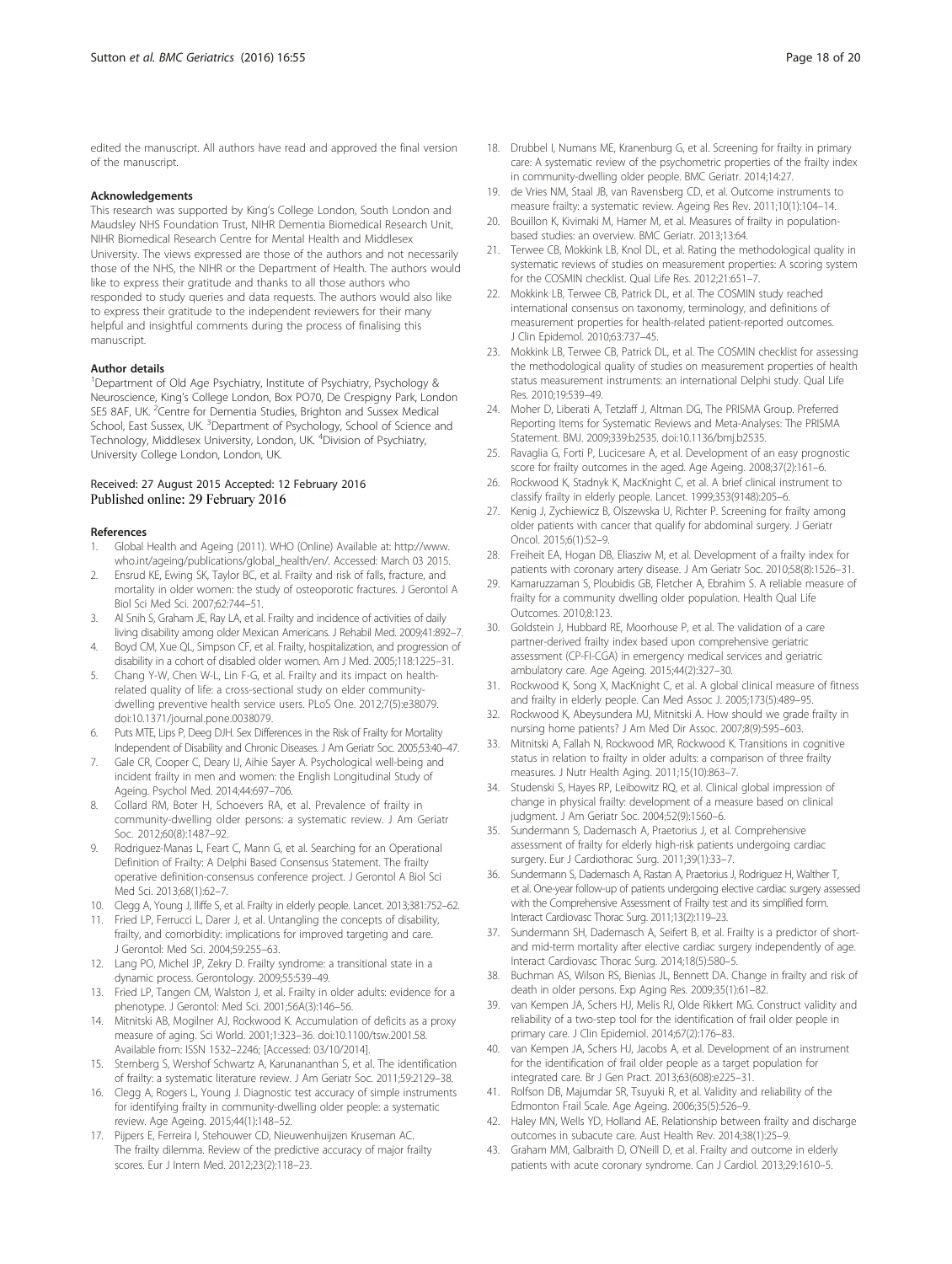edited the manuscript. All authors have read and approved the final version of the manuscript.

#### Acknowledgements

This research was supported by King's College London, South London and Maudsley NHS Foundation Trust, NIHR Dementia Biomedical Research Unit, NIHR Biomedical Research Centre for Mental Health and Middlesex University. The views expressed are those of the authors and not necessarily those of the NHS, the NIHR or the Department of Health. The authors would like to express their gratitude and thanks to all those authors who responded to study queries and data requests. The authors would also like to express their gratitude to the independent reviewers for their many helpful and insightful comments during the process of finalising this manuscript.

#### Author details

[1]Department of Old Age Psychiatry, Institute of Psychiatry, Psychology & Neuroscience, King's College London, Box PO70, De Crespigny Park, London SE5 8AF, UK. [2]Centre for Dementia Studies, Brighton and Sussex Medical School, East Sussex, UK. [3]Department of Psychology, School of Science and Technology, Middlesex University, London, UK. [4]Division of Psychiatry, University College London, London, UK.

Received: 27 August 2015 Accepted: 12 February 2016
Published online: 29 February 2016

#### References

1. Global Health and Ageing (2011). WHO (Online) Available at: http://www.who.int/ageing/publications/global_health/en/. Accessed: March 03 2015.
2. Ensrud KE, Ewing SK, Taylor BC, et al. Frailty and risk of falls, fracture, and mortality in older women: the study of osteoporotic fractures. J Gerontol A Biol Sci Med Sci. 2007;62:744–51.
3. Al Snih S, Graham JE, Ray LA, et al. Frailty and incidence of activities of daily living disability among older Mexican Americans. J Rehabil Med. 2009;41:892–7.
4. Boyd CM, Xue QL, Simpson CF, et al. Frailty, hospitalization, and progression of disability in a cohort of disabled older women. Am J Med. 2005;118:1225–31.
5. Chang Y-W, Chen W-L, Lin F-G, et al. Frailty and its impact on health-related quality of life: a cross-sectional study on elder community-dwelling preventive health service users. PLoS One. 2012;7(5):e38079. doi:10.1371/journal.pone.0038079.
6. Puts MTE, Lips P, Deeg DJH. Sex Differences in the Risk of Frailty for Mortality Independent of Disability and Chronic Diseases. J Am Geriatr Soc. 2005;53:40–47.
7. Gale CR, Cooper C, Deary IJ, Aihie Sayer A. Psychological well-being and incident frailty in men and women: the English Longitudinal Study of Ageing. Psychol Med. 2014;44:697–706.
8. Collard RM, Boter H, Schoevers RA, et al. Prevalence of frailty in community-dwelling older persons: a systematic review. J Am Geriatr Soc. 2012;60(8):1487–92.
9. Rodriguez-Manas L, Feart C, Mann G, et al. Searching for an Operational Definition of Frailty: A Delphi Based Consensus Statement. The frailty operative definition-consensus conference project. J Gerontol A Biol Sci Med Sci. 2013;68(1):62–7.
10. Clegg A, Young J, Iliffe S, et al. Frailty in elderly people. Lancet. 2013;381:752–62.
11. Fried LP, Ferrucci L, Darer J, et al. Untangling the concepts of disability, frailty, and comorbidity: implications for improved targeting and care. J Gerontol: Med Sci. 2004;59:255–63.
12. Lang PO, Michel JP, Zekry D. Frailty syndrome: a transitional state in a dynamic process. Gerontology. 2009;55:539–49.
13. Fried LP, Tangen CM, Walston J, et al. Frailty in older adults: evidence for a phenotype. J Gerontol: Med Sci. 2001;56A(3):146–56.
14. Mitnitski AB, Mogilner AJ, Rockwood K. Accumulation of deficits as a proxy measure of aging. Sci World. 2001;1:323–36. doi:10.1100/tsw.2001.58. Available from: ISSN 1532–2246; [Accessed: 03/10/2014].
15. Sternberg S, Wershof Schwartz A, Karunananthan S, et al. The identification of frailty: a systematic literature review. J Am Geriatr Soc. 2011;59:2129–38.
16. Clegg A, Rogers L, Young J. Diagnostic test accuracy of simple instruments for identifying frailty in community-dwelling older people: a systematic review. Age Ageing. 2015;44(1):148–52.
17. Pijpers E, Ferreira I, Stehouwer CD, Nieuwenhuijzen Kruseman AC. The frailty dilemma. Review of the predictive accuracy of major frailty scores. Eur J Intern Med. 2012;23(2):118–23.
18. Drubbel I, Numans ME, Kranenburg G, et al. Screening for frailty in primary care: A systematic review of the psychometric properties of the frailty index in community-dwelling older people. BMC Geriatr. 2014;14:27.
19. de Vries NM, Staal JB, van Ravensberg CD, et al. Outcome instruments to measure frailty: a systematic review. Ageing Res Rev. 2011;10(1):104–14.
20. Bouillon K, Kivimaki M, Hamer M, et al. Measures of frailty in population-based studies: an overview. BMC Geriatr. 2013;13:64.
21. Terwee CB, Mokkink LB, Knol DL, et al. Rating the methodological quality in systematic reviews of studies on measurement properties: A scoring system for the COSMIN checklist. Qual Life Res. 2012;21:651–7.
22. Mokkink LB, Terwee CB, Patrick DL, et al. The COSMIN study reached international consensus on taxonomy, terminology, and definitions of measurement properties for health-related patient-reported outcomes. J Clin Epidemol. 2010;63:737–45.
23. Mokkink LB, Terwee CB, Patrick DL, et al. The COSMIN checklist for assessing the methodological quality of studies on measurement properties of health status measurement instruments: an international Delphi study. Qual Life Res. 2010;19:539–49.
24. Moher D, Liberati A, Tetzlaff J, Altman DG, The PRISMA Group. Preferred Reporting Items for Systematic Reviews and Meta-Analyses: The PRISMA Statement. BMJ. 2009;339:b2535. doi:10.1136/bmj.b2535.
25. Ravaglia G, Forti P, Lucicesare A, et al. Development of an easy prognostic score for frailty outcomes in the aged. Age Ageing. 2008;37(2):161–6.
26. Rockwood K, Stadnyk K, MacKnight C, et al. A brief clinical instrument to classify frailty in elderly people. Lancet. 1999;353(9148):205–6.
27. Kenig J, Zychiewicz B, Olszewska U, Richter P. Screening for frailty among older patients with cancer that qualify for abdominal surgery. J Geriatr Oncol. 2015;6(1):52–9.
28. Freiheit EA, Hogan DB, Eliasziw M, et al. Development of a frailty index for patients with coronary artery disease. J Am Geriatr Soc. 2010;58(8):1526–31.
29. Kamaruzzaman S, Ploubidis GB, Fletcher A, Ebrahim S. A reliable measure of frailty for a community dwelling older population. Health Qual Life Outcomes. 2010;8:123.
30. Goldstein J, Hubbard RE, Moorhouse P, et al. The validation of a care partner-derived frailty index based upon comprehensive geriatric assessment (CP-FI-CGA) in emergency medical services and geriatric ambulatory care. Age Ageing. 2015;44(2):327–30.
31. Rockwood K, Song X, MacKnight C, et al. A global clinical measure of fitness and frailty in elderly people. Can Med Assoc J. 2005;173(5):489–95.
32. Rockwood K, Abeysundera MJ, Mitnitski A. How should we grade frailty in nursing home patients? J Am Med Dir Assoc. 2007;8(9):595–603.
33. Mitnitski A, Fallah N, Rockwood MR, Rockwood K. Transitions in cognitive status in relation to frailty in older adults: a comparison of three frailty measures. J Nutr Health Aging. 2011;15(10):863–7.
34. Studenski S, Hayes RP, Leibowitz RQ, et al. Clinical global impression of change in physical frailty: development of a measure based on clinical judgment. J Am Geriatr Soc. 2004;52(9):1560–6.
35. Sundermann S, Dademasch A, Praetorius J, et al. Comprehensive assessment of frailty for elderly high-risk patients undergoing cardiac surgery. Eur J Cardiothorac Surg. 2011;39(1):33–7.
36. Sundermann S, Dademasch A, Rastan A, Praetorius J, Rodriguez H, Walther T, et al. One-year follow-up of patients undergoing elective cardiac surgery assessed with the Comprehensive Assessment of Frailty test and its simplified form. Interact Cardiovasc Thorac Surg. 2011;13(2):119–23.
37. Sundermann SH, Dademasch A, Seifert B, et al. Frailty is a predictor of short- and mid-term mortality after elective cardiac surgery independently of age. Interact Cardiovasc Thorac Surg. 2014;18(5):580–5.
38. Buchman AS, Wilson RS, Bienias JL, Bennett DA. Change in frailty and risk of death in older persons. Exp Aging Res. 2009;35(1):61–82.
39. van Kempen JA, Schers HJ, Melis RJ, Olde Rikkert MG. Construct validity and reliability of a two-step tool for the identification of frail older people in primary care. J Clin Epidemiol. 2014;67(2):176–83.
40. van Kempen JA, Schers HJ, Jacobs A, et al. Development of an instrument for the identification of frail older people as a target population for integrated care. Br J Gen Pract. 2013;63(608):e225–31.
41. Rolfson DB, Majumdar SR, Tsuyuki R, et al. Validity and reliability of the Edmonton Frail Scale. Age Ageing. 2006;35(5):526–9.
42. Haley MN, Wells YD, Holland AE. Relationship between frailty and discharge outcomes in subacute care. Aust Health Rev. 2014;38(1):25–9.
43. Graham MM, Galbraith D, O'Neill D, et al. Frailty and outcome in elderly patients with acute coronary syndrome. Can J Cardiol. 2013;29:1610–5.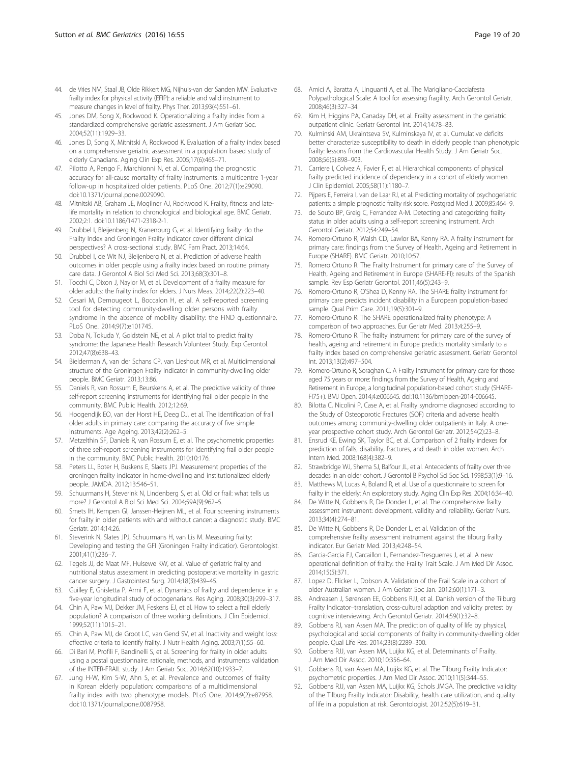44. de Vries NM, Staal JB, Olde Rikkert MG, Nijhuis-van der Sanden MW. Evaluative frailty index for physical activity (EFIP): a reliable and valid instrument to measure changes in level of frailty. Phys Ther. 2013;93(4):551–61.
45. Jones DM, Song X, Rockwood K. Operationalizing a frailty index from a standardized comprehensive geriatric assessment. J Am Geriatr Soc. 2004;52(11):1929–33.
46. Jones D, Song X, Mitnitski A, Rockwood K. Evaluation of a frailty index based on a comprehensive geriatric assessment in a population based study of elderly Canadians. Aging Clin Exp Res. 2005;17(6):465–71.
47. Pilotto A, Rengo F, Marchionni N, et al. Comparing the prognostic accuracy for all-cause mortality of frailty instruments: a multicentre 1-year follow-up in hospitalized older patients. PLoS One. 2012;7(1):e29090. doi:10.1371/journal.pone.0029090.
48. Mitnitski AB, Graham JE, Mogilner AJ, Rockwood K. Frailty, fitness and late-life mortality in relation to chronological and biological age. BMC Geriatr. 2002;2:1. doi:10.1186/1471-2318-2-1.
49. Drubbel I, Bleijenberg N, Kranenburg G, et al. Identifying frailty: do the Frailty Index and Groningen Frailty Indicator cover different clinical perspectives? A cross-sectional study. BMC Fam Pract. 2013;14:64.
50. Drubbel I, de Wit NJ, Bleijenberg N, et al. Prediction of adverse health outcomes in older people using a frailty index based on routine primary care data. J Gerontol A Biol Sci Med Sci. 2013;68(3):301–8.
51. Tocchi C, Dixon J, Naylor M, et al. Development of a frailty measure for older adults: the frailty index for elders. J Nurs Meas. 2014;22(2):223–40.
52. Cesari M, Demougeot L, Boccalon H, et al. A self-reported screening tool for detecting community-dwelling older persons with frailty syndrome in the absence of mobility disability: the FiND questionnaire. PLoS One. 2014;9(7):e101745.
53. Doba N, Tokuda Y, Goldstein NE, et al. A pilot trial to predict frailty syndrome: the Japanese Health Research Volunteer Study. Exp Gerontol. 2012;47(8):638–43.
54. Bielderman A, van der Schans CP, van Lieshout MR, et al. Multidimensional structure of the Groningen Frailty Indicator in community-dwelling older people. BMC Geriatr. 2013;13:86.
55. Daniels R, van Rossum E, Beurskens A, et al. The predictive validity of three self-report screening instruments for identifying frail older people in the community. BMC Public Health. 2012;12:69.
56. Hoogendijk EO, van der Horst HE, Deeg DJ, et al. The identification of frail older adults in primary care: comparing the accuracy of five simple instruments. Age Ageing. 2013;42(2):262–5.
57. Metzelthin SF, Daniels R, van Rossum E, et al. The psychometric properties of three self-report screening instruments for identifying frail older people in the community. BMC Public Health. 2010;10:176.
58. Peters LL, Boter H, Buskens E, Slaets JPJ. Measurement properties of the groningen frailty indicator in home-dwelling and institutionalized elderly people. JAMDA. 2012;13:546–51.
59. Schuurmans H, Steverink N, Lindenberg S, et al. Old or frail: what tells us more? J Gerontol A Biol Sci Med Sci. 2004;59A(9):962–5.
60. Smets IH, Kempen GI, Janssen-Heijnen ML, et al. Four screening instruments for frailty in older patients with and without cancer: a diagnostic study. BMC Geriatr. 2014;14:26.
61. Steverink N, Slates JPJ, Schuurmans H, van Lis M. Measuring frailty: Developing and testing the GFI (Groningen Frailty indicator). Gerontologist. 2001;41(1):236–7.
62. Tegels JJ, de Maat MF, Hulsewe KW, et al. Value of geriatric frailty and nutritional status assessment in predicting postoperative mortality in gastric cancer surgery. J Gastrointest Surg. 2014;18(3):439–45.
63. Guilley E, Ghisletta P, Armi F, et al. Dynamics of frailty and dependence in a five-year longitudinal study of octogenarians. Res Aging. 2008;30(3):299–317.
64. Chin A, Paw MJ, Dekker JM, Feskens EJ, et al. How to select a frail elderly population? A comparison of three working definitions. J Clin Epidemiol. 1999;52(11):1015–21.
65. Chin A, Paw MJ, de Groot LC, van Gend SV, et al. Inactivity and weight loss: effective criteria to identify frailty. J Nutr Health Aging. 2003;7(1):55–60.
66. Di Bari M, Profili F, Bandinelli S, et al. Screening for frailty in older adults using a postal questionnaire: rationale, methods, and instruments validation of the INTER-FRAIL study. J Am Geriatr Soc. 2014;62(10):1933–7.
67. Jung H-W, Kim S-W, Ahn S, et al. Prevalence and outcomes of frailty in Korean elderly population: comparisons of a multidimensional frailty index with two phenotype models. PLoS One. 2014;9(2):e87958. doi:10.1371/journal.pone.0087958.
68. Amici A, Baratta A, Linguanti A, et al. The Marigliano-Cacciafesta Polypathological Scale: A tool for assessing fragility. Arch Gerontol Geriatr. 2008;46(3):327–34.
69. Kim H, Higgins PA, Canaday DH, et al. Frailty assessment in the geriatric outpatient clinic. Geriatr Gerontol Int. 2014;14:78–83.
70. Kulminski AM, Ukraintseva SV, Kulminskaya IV, et al. Cumulative deficits better characterize susceptibility to death in elderly people than phenotypic frailty: lessons from the Cardiovascular Health Study. J Am Geriatr Soc. 2008;56(5):898–903.
71. Carriere I, Colvez A, Favier F, et al. Hierarchical components of physical frailty predicted incidence of dependency in a cohort of elderly women. J Clin Epidemiol. 2005;58(11):1180–7.
72. Pijpers E, Ferreira I, van de Laar RJ, et al. Predicting mortality of psychogeriatric patients: a simple prognostic frailty risk score. Postgrad Med J. 2009;85:464–9.
73. de Souto BP, Greig C, Ferrandez A-M. Detecting and categorizing frailty status in older adults using a self-report screening instrument. Arch Gerontol Geriatr. 2012;54:249–54.
74. Romero-Ortuno R, Walsh CD, Lawlor BA, Kenny RA. A frailty instrument for primary care: findings from the Survey of Health, Ageing and Retirement in Europe (SHARE). BMC Geriatr. 2010;10:57.
75. Romero Ortuno R. The Frailty Instrument for primary care of the Survey of Health, Ageing and Retirement in Europe (SHARE-FI): results of the Spanish sample. Rev Esp Geriatr Gerontol. 2011;46(5):243–9.
76. Romero-Ortuno R, O'Shea D, Kenny RA. The SHARE frailty instrument for primary care predicts incident disability in a European population-based sample. Qual Prim Care. 2011;19(5):301–9.
77. Romero-Ortuno R. The SHARE operationalized frailty phenotype: A comparison of two approaches. Eur Geriatr Med. 2013;4:255–9.
78. Romero-Ortuno R. The frailty instrument for primary care of the survey of health, ageing and retirement in Europe predicts mortality similarly to a frailty index based on comprehensive geriatric assessment. Geriatr Gerontol Int. 2013;13(2):497–504.
79. Romero-Ortuno R, Soraghan C. A Frailty Instrument for primary care for those aged 75 years or more: findings from the Survey of Health, Ageing and Retirement in Europe, a longitudinal population-based cohort study (SHARE-FI75+). BMJ Open. 2014;4:e006645. doi:10.1136/bmjopen-2014-006645.
80. Bilotta C, Nicolini P, Case A, et al. Frailty syndrome diagnosed according to the Study of Osteoporotic Fractures (SOF) criteria and adverse health outcomes among community-dwelling older outpatients in Italy. A one-year prospective cohort study. Arch Gerontol Geriatr. 2012;54(2):23–8.
81. Ensrud KE, Ewing SK, Taylor BC, et al. Comparison of 2 frailty indexes for prediction of falls, disability, fractures, and death in older women. Arch Intern Med. 2008;168(4):382–9.
82. Strawbridge WJ, Shema SJ, Balfour JL, et al. Antecedents of frailty over three decades in an older cohort. J Gerontol B Psychol Sci Soc Sci. 1998;53(1):9–16.
83. Matthews M, Lucas A, Boland R, et al. Use of a questionnaire to screen for frailty in the elderly: An exploratory study. Aging Clin Exp Res. 2004;16:34–40.
84. De Witte N, Gobbens R, De Donder L, et al. The comprehensive frailty assessment instrument: development, validity and reliability. Geriatr Nurs. 2013;34(4):274–81.
85. De Witte N, Gobbens R, De Donder L, et al. Validation of the comprehensive frailty assessment instrument against the tilburg frailty indicator. Eur Geriatr Med. 2013;4:248–54.
86. Garcia-Garcia FJ, Carcaillon L, Fernandez-Tresguerres J, et al. A new operational definition of frailty: the Frailty Trait Scale. J Am Med Dir Assoc. 2014;15(5):371.
87. Lopez D, Flicker L, Dobson A. Validation of the Frail Scale in a cohort of older Australian women. J Am Geriatr Soc Jan. 2012;60(1):171–3.
88. Andreasen J, Sørensen EE, Gobbens RJJ, et al. Danish version of the Tilburg Frailty Indicator–translation, cross-cultural adaption and validity pretest by cognitive interviewing. Arch Gerontol Geriatr. 2014;59(1):32–8.
89. Gobbens RJ, van Assen MA. The prediction of quality of life by physical, psychological and social components of frailty in community-dwelling older people. Qual Life Res. 2014;23(8):2289–300.
90. Gobbens RJJ, van Assen MA, Luijkx KG, et al. Determinants of Frailty. J Am Med Dir Assoc. 2010;10:356–64.
91. Gobbens RJ, van Assen MA, Luijkx KG, et al. The Tilburg Frailty Indicator: psychometric properties. J Am Med Dir Assoc. 2010;11(5):344–55.
92. Gobbens RJJ, van Assen MA, Luijkx KG, Schols JMGA. The predictive validity of the Tilburg Frailty Indicator: Disability, health care utilization, and quality of life in a population at risk. Gerontologist. 2012;52(5):619–31.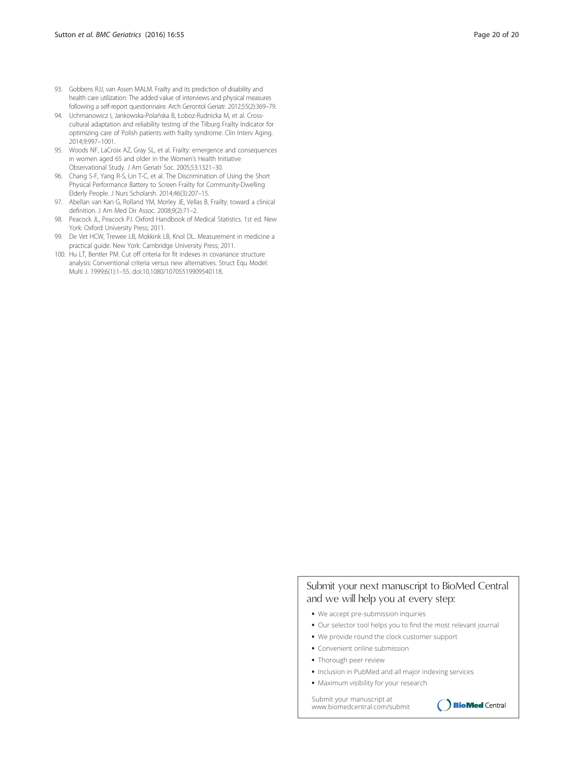93. Gobbens RJJ, van Assen MALM. Frailty and its prediction of disability and health care utilization: The added value of interviews and physical measures following a self-report questionnaire. Arch Gerontol Geriatr. 2012;55(2):369–79.
94. Uchmanowicz I, Jankowska-Polańska B, Łoboz-Rudnicka M, et al. Cross-cultural adaptation and reliability testing of the Tilburg Frailty Indicator for optimizing care of Polish patients with frailty syndrome. Clin Interv Aging. 2014;9:997–1001.
95. Woods NF, LaCroix AZ, Gray SL, et al. Frailty: emergence and consequences in women aged 65 and older in the Women's Health Initiative Observational Study. J Am Geriatr Soc. 2005;53:1321–30.
96. Chang S-F, Yang R-S, Lin T-C, et al. The Discrimination of Using the Short Physical Performance Battery to Screen Frailty for Community-Dwelling Elderly People. J Nurs Scholarsh. 2014;46(3):207–15.
97. Abellan van Kan G, Rolland YM, Morley JE, Vellas B. Frailty: toward a clinical definition. J Am Med Dir Assoc. 2008;9(2):71–2.
98. Peacock JL, Peacock PJ. Oxford Handbook of Medical Statistics. 1st ed. New York: Oxford University Press; 2011.
99. De Vet HCW, Trewee LB, Mokkink LB, Knol DL. Measurement in medicine a practical guide. New York: Cambridge University Press; 2011.
100. Hu LT, Bentler PM. Cut off criteria for fit indexes in covariance structure analysis: Conventional criteria versus new alternatives. Struct Equ Model: Multi J. 1999;6(1):1–55. doi:10.1080/10705519909540118.

Submit your next manuscript to BioMed Central and we will help you at every step:

- We accept pre-submission inquiries
- Our selector tool helps you to find the most relevant journal
- We provide round the clock customer support
- Convenient online submission
- Thorough peer review
- Inclusion in PubMed and all major indexing services
- Maximum visibility for your research

Submit your manuscript at
www.biomedcentral.com/submit

BioMed Central